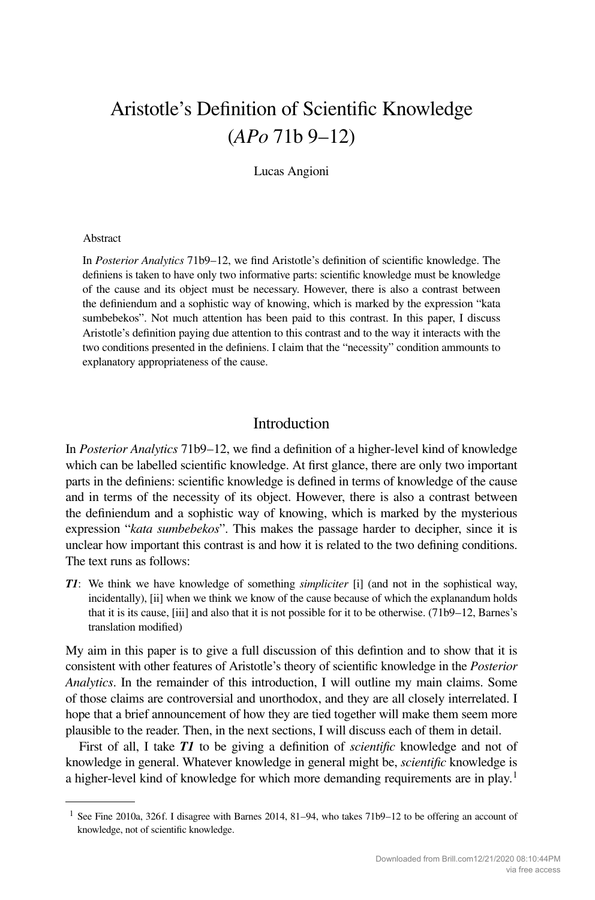# Aristotle's Definition of Scientific Knowledge (*APo* 71b 9–12)

Lucas Angioni

## Abstract

In *Posterior Analytics* 71b9–12, we find Aristotle's definition of scientific knowledge. The definiens is taken to have only two informative parts: scientific knowledge must be knowledge of the cause and its object must be necessary. However, there is also a contrast between the definiendum and a sophistic way of knowing, which is marked by the expression "kata sumbebekos". Not much attention has been paid to this contrast. In this paper, I discuss Aristotle's definition paying due attention to this contrast and to the way it interacts with the two conditions presented in the definiens. I claim that the "necessity" condition ammounts to explanatory appropriateness of the cause.

## Introduction

In *Posterior Analytics* 71b9–12, we find a definition of a higher-level kind of knowledge which can be labelled scientific knowledge. At first glance, there are only two important parts in the definiens: scientific knowledge is defined in terms of knowledge of the cause and in terms of the necessity of its object. However, there is also a contrast between the definiendum and a sophistic way of knowing, which is marked by the mysterious expression "*kata sumbebekos*". This makes the passage harder to decipher, since it is unclear how important this contrast is and how it is related to the two defining conditions. The text runs as follows:

***T1***: We think we have knowledge of something *simpliciter* [i] (and not in the sophistical way, incidentally), [ii] when we think we know of the cause because of which the explanandum holds that it is its cause, [iii] and also that it is not possible for it to be otherwise. (71b9–12, Barnes's translation modified)

My aim in this paper is to give a full discussion of this defintion and to show that it is consistent with other features of Aristotle's theory of scientific knowledge in the *Posterior Analytics*. In the remainder of this introduction, I will outline my main claims. Some of those claims are controversial and unorthodox, and they are all closely interrelated. I hope that a brief announcement of how they are tied together will make them seem more plausible to the reader. Then, in the next sections, I will discuss each of them in detail.

First of all, I take ***T1*** to be giving a definition of *scientific* knowledge and not of knowledge in general. Whatever knowledge in general might be, *scientific* knowledge is a higher-level kind of knowledge for which more demanding requirements are in play.[1]

[1] See Fine 2010a, 326f. I disagree with Barnes 2014, 81–94, who takes 71b9–12 to be offering an account of knowledge, not of scientific knowledge.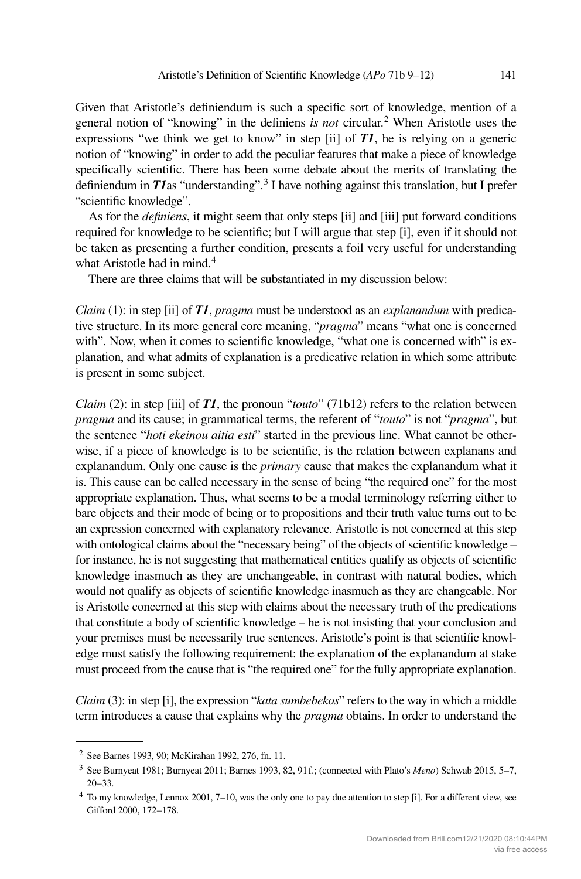Given that Aristotle's definiendum is such a specific sort of knowledge, mention of a general notion of "knowing" in the definiens *is not* circular.[2] When Aristotle uses the expressions "we think we get to know" in step [ii] of ***T1***, he is relying on a generic notion of "knowing" in order to add the peculiar features that make a piece of knowledge specifically scientific. There has been some debate about the merits of translating the definiendum in ***T1*** as "understanding".[3] I have nothing against this translation, but I prefer "scientific knowledge".

As for the *definiens*, it might seem that only steps [ii] and [iii] put forward conditions required for knowledge to be scientific; but I will argue that step [i], even if it should not be taken as presenting a further condition, presents a foil very useful for understanding what Aristotle had in mind.[4]

There are three claims that will be substantiated in my discussion below:

*Claim* (1): in step [ii] of ***T1***, *pragma* must be understood as an *explanandum* with predicative structure. In its more general core meaning, "*pragma*" means "what one is concerned with". Now, when it comes to scientific knowledge, "what one is concerned with" is explanation, and what admits of explanation is a predicative relation in which some attribute is present in some subject.

*Claim* (2): in step [iii] of ***T1***, the pronoun "*touto*" (71b12) refers to the relation between *pragma* and its cause; in grammatical terms, the referent of "*touto*" is not "*pragma*", but the sentence "*hoti ekeinou aitia esti*" started in the previous line. What cannot be otherwise, if a piece of knowledge is to be scientific, is the relation between explanans and explanandum. Only one cause is the *primary* cause that makes the explanandum what it is. This cause can be called necessary in the sense of being "the required one" for the most appropriate explanation. Thus, what seems to be a modal terminology referring either to bare objects and their mode of being or to propositions and their truth value turns out to be an expression concerned with explanatory relevance. Aristotle is not concerned at this step with ontological claims about the "necessary being" of the objects of scientific knowledge – for instance, he is not suggesting that mathematical entities qualify as objects of scientific knowledge inasmuch as they are unchangeable, in contrast with natural bodies, which would not qualify as objects of scientific knowledge inasmuch as they are changeable. Nor is Aristotle concerned at this step with claims about the necessary truth of the predications that constitute a body of scientific knowledge – he is not insisting that your conclusion and your premises must be necessarily true sentences. Aristotle's point is that scientific knowledge must satisfy the following requirement: the explanation of the explanandum at stake must proceed from the cause that is "the required one" for the fully appropriate explanation.

*Claim* (3): in step [i], the expression "*kata sumbebekos*" refers to the way in which a middle term introduces a cause that explains why the *pragma* obtains. In order to understand the

---

[2] See Barnes 1993, 90; McKirahan 1992, 276, fn. 11.

[3] See Burnyeat 1981; Burnyeat 2011; Barnes 1993, 82, 91f.; (connected with Plato's *Meno*) Schwab 2015, 5–7, 20–33.

[4] To my knowledge, Lennox 2001, 7–10, was the only one to pay due attention to step [i]. For a different view, see Gifford 2000, 172–178.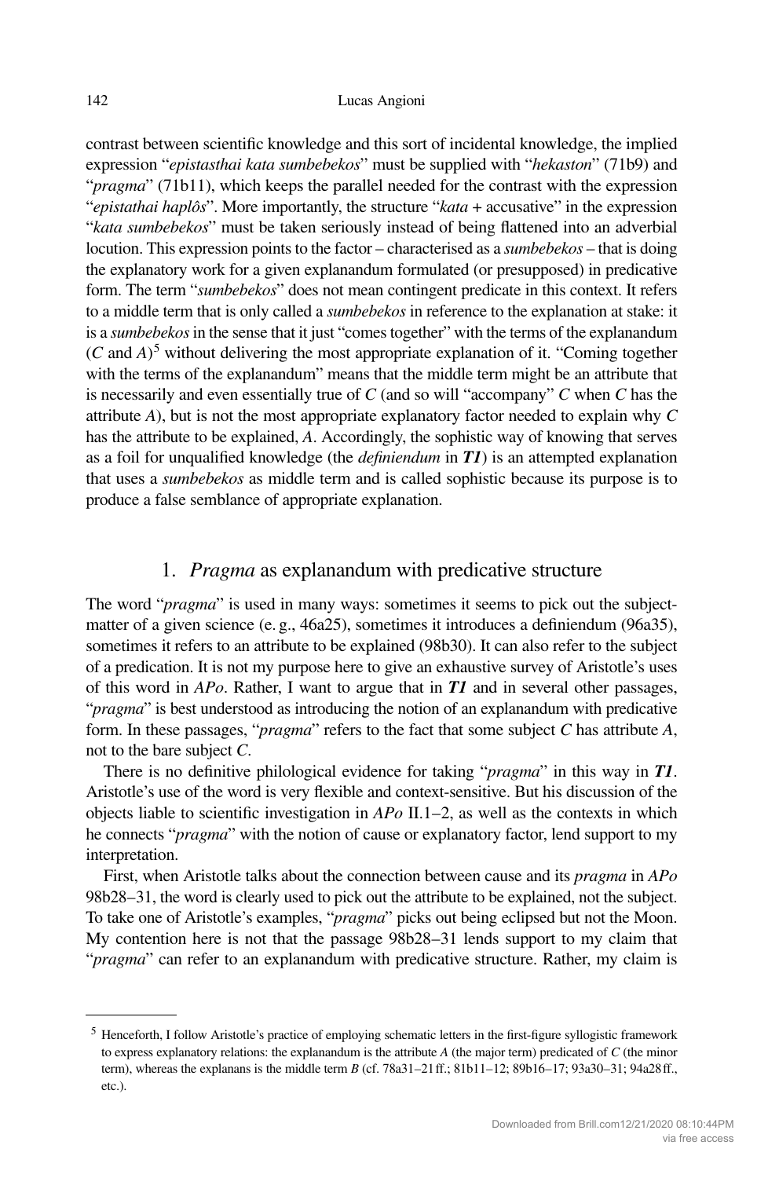contrast between scientific knowledge and this sort of incidental knowledge, the implied expression "*epistasthai kata sumbebekos*" must be supplied with "*hekaston*" (71b9) and "*pragma*" (71b11), which keeps the parallel needed for the contrast with the expression "*epistathai haplôs*". More importantly, the structure "*kata* + accusative" in the expression "*kata sumbebekos*" must be taken seriously instead of being flattened into an adverbial locution. This expression points to the factor – characterised as a *sumbebekos* – that is doing the explanatory work for a given explanandum formulated (or presupposed) in predicative form. The term "*sumbebekos*" does not mean contingent predicate in this context. It refers to a middle term that is only called a *sumbebekos* in reference to the explanation at stake: it is a *sumbebekos* in the sense that it just "comes together" with the terms of the explanandum (*C* and *A*)[5] without delivering the most appropriate explanation of it. "Coming together with the terms of the explanandum" means that the middle term might be an attribute that is necessarily and even essentially true of *C* (and so will "accompany" *C* when *C* has the attribute *A*), but is not the most appropriate explanatory factor needed to explain why *C* has the attribute to be explained, *A*. Accordingly, the sophistic way of knowing that serves as a foil for unqualified knowledge (the *definiendum* in ***T1***) is an attempted explanation that uses a *sumbebekos* as middle term and is called sophistic because its purpose is to produce a false semblance of appropriate explanation.

## 1. *Pragma* as explanandum with predicative structure

The word "*pragma*" is used in many ways: sometimes it seems to pick out the subject-matter of a given science (e. g., 46a25), sometimes it introduces a definiendum (96a35), sometimes it refers to an attribute to be explained (98b30). It can also refer to the subject of a predication. It is not my purpose here to give an exhaustive survey of Aristotle's uses of this word in *APo*. Rather, I want to argue that in ***T1*** and in several other passages, "*pragma*" is best understood as introducing the notion of an explanandum with predicative form. In these passages, "*pragma*" refers to the fact that some subject *C* has attribute *A*, not to the bare subject *C*.

There is no definitive philological evidence for taking "*pragma*" in this way in ***T1***. Aristotle's use of the word is very flexible and context-sensitive. But his discussion of the objects liable to scientific investigation in *APo* II.1–2, as well as the contexts in which he connects "*pragma*" with the notion of cause or explanatory factor, lend support to my interpretation.

First, when Aristotle talks about the connection between cause and its *pragma* in *APo* 98b28–31, the word is clearly used to pick out the attribute to be explained, not the subject. To take one of Aristotle's examples, "*pragma*" picks out being eclipsed but not the Moon. My contention here is not that the passage 98b28–31 lends support to my claim that "*pragma*" can refer to an explanandum with predicative structure. Rather, my claim is

---

[5] Henceforth, I follow Aristotle's practice of employing schematic letters in the first-figure syllogistic framework to express explanatory relations: the explanandum is the attribute *A* (the major term) predicated of *C* (the minor term), whereas the explanans is the middle term *B* (cf. 78a31–21 ff.; 81b11–12; 89b16–17; 93a30–31; 94a28 ff., etc.).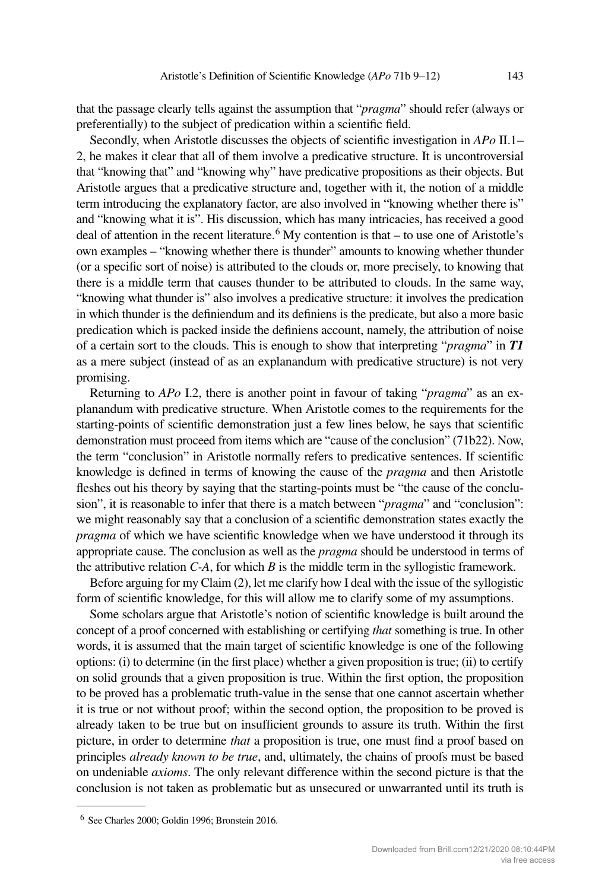that the passage clearly tells against the assumption that "*pragma*" should refer (always or preferentially) to the subject of predication within a scientific field.

Secondly, when Aristotle discusses the objects of scientific investigation in *APo* II.1–2, he makes it clear that all of them involve a predicative structure. It is uncontroversial that "knowing that" and "knowing why" have predicative propositions as their objects. But Aristotle argues that a predicative structure and, together with it, the notion of a middle term introducing the explanatory factor, are also involved in "knowing whether there is" and "knowing what it is". His discussion, which has many intricacies, has received a good deal of attention in the recent literature.[6] My contention is that – to use one of Aristotle's own examples – "knowing whether there is thunder" amounts to knowing whether thunder (or a specific sort of noise) is attributed to the clouds or, more precisely, to knowing that there is a middle term that causes thunder to be attributed to clouds. In the same way, "knowing what thunder is" also involves a predicative structure: it involves the predication in which thunder is the definiendum and its definiens is the predicate, but also a more basic predication which is packed inside the definiens account, namely, the attribution of noise of a certain sort to the clouds. This is enough to show that interpreting "*pragma*" in ***T1*** as a mere subject (instead of as an explanandum with predicative structure) is not very promising.

Returning to *APo* I.2, there is another point in favour of taking "*pragma*" as an explanandum with predicative structure. When Aristotle comes to the requirements for the starting-points of scientific demonstration just a few lines below, he says that scientific demonstration must proceed from items which are "cause of the conclusion" (71b22). Now, the term "conclusion" in Aristotle normally refers to predicative sentences. If scientific knowledge is defined in terms of knowing the cause of the *pragma* and then Aristotle fleshes out his theory by saying that the starting-points must be "the cause of the conclusion", it is reasonable to infer that there is a match between "*pragma*" and "conclusion": we might reasonably say that a conclusion of a scientific demonstration states exactly the *pragma* of which we have scientific knowledge when we have understood it through its appropriate cause. The conclusion as well as the *pragma* should be understood in terms of the attributive relation *C-A*, for which *B* is the middle term in the syllogistic framework.

Before arguing for my Claim (2), let me clarify how I deal with the issue of the syllogistic form of scientific knowledge, for this will allow me to clarify some of my assumptions.

Some scholars argue that Aristotle's notion of scientific knowledge is built around the concept of a proof concerned with establishing or certifying *that* something is true. In other words, it is assumed that the main target of scientific knowledge is one of the following options: (i) to determine (in the first place) whether a given proposition is true; (ii) to certify on solid grounds that a given proposition is true. Within the first option, the proposition to be proved has a problematic truth-value in the sense that one cannot ascertain whether it is true or not without proof; within the second option, the proposition to be proved is already taken to be true but on insufficient grounds to assure its truth. Within the first picture, in order to determine *that* a proposition is true, one must find a proof based on principles *already known to be true*, and, ultimately, the chains of proofs must be based on undeniable *axioms*. The only relevant difference within the second picture is that the conclusion is not taken as problematic but as unsecured or unwarranted until its truth is

---

[6] See Charles 2000; Goldin 1996; Bronstein 2016.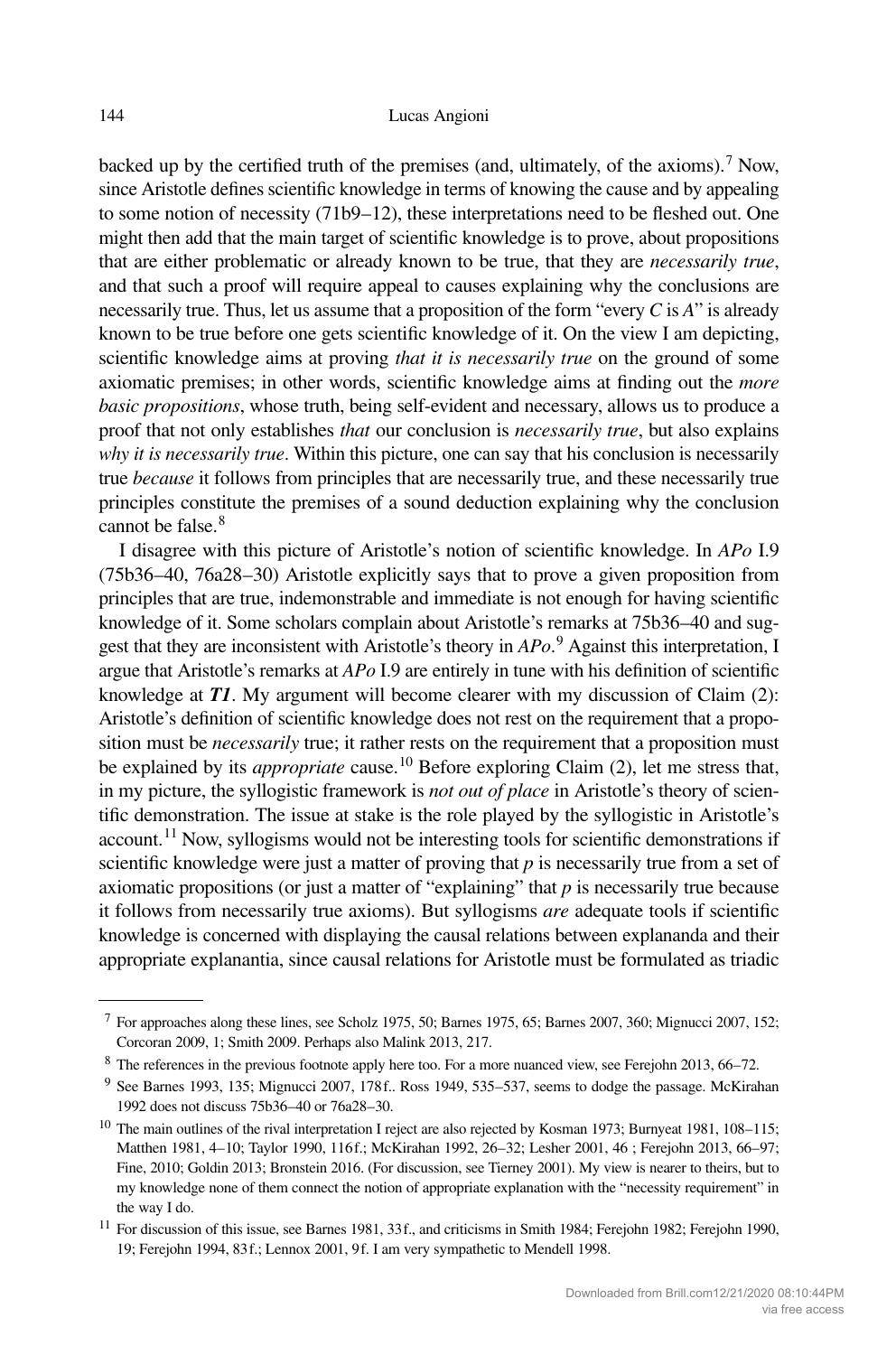backed up by the certified truth of the premises (and, ultimately, of the axioms).[7] Now, since Aristotle defines scientific knowledge in terms of knowing the cause and by appealing to some notion of necessity (71b9–12), these interpretations need to be fleshed out. One might then add that the main target of scientific knowledge is to prove, about propositions that are either problematic or already known to be true, that they are *necessarily true*, and that such a proof will require appeal to causes explaining why the conclusions are necessarily true. Thus, let us assume that a proposition of the form "every *C* is *A*" is already known to be true before one gets scientific knowledge of it. On the view I am depicting, scientific knowledge aims at proving *that it is necessarily true* on the ground of some axiomatic premises; in other words, scientific knowledge aims at finding out the *more basic propositions*, whose truth, being self-evident and necessary, allows us to produce a proof that not only establishes *that* our conclusion is *necessarily true*, but also explains *why it is necessarily true*. Within this picture, one can say that his conclusion is necessarily true *because* it follows from principles that are necessarily true, and these necessarily true principles constitute the premises of a sound deduction explaining why the conclusion cannot be false.[8]

I disagree with this picture of Aristotle's notion of scientific knowledge. In *APo* I.9 (75b36–40, 76a28–30) Aristotle explicitly says that to prove a given proposition from principles that are true, indemonstrable and immediate is not enough for having scientific knowledge of it. Some scholars complain about Aristotle's remarks at 75b36–40 and suggest that they are inconsistent with Aristotle's theory in *APo*.[9] Against this interpretation, I argue that Aristotle's remarks at *APo* I.9 are entirely in tune with his definition of scientific knowledge at ***T1***. My argument will become clearer with my discussion of Claim (2): Aristotle's definition of scientific knowledge does not rest on the requirement that a proposition must be *necessarily* true; it rather rests on the requirement that a proposition must be explained by its *appropriate* cause.[10] Before exploring Claim (2), let me stress that, in my picture, the syllogistic framework is *not out of place* in Aristotle's theory of scientific demonstration. The issue at stake is the role played by the syllogistic in Aristotle's account.[11] Now, syllogisms would not be interesting tools for scientific demonstrations if scientific knowledge were just a matter of proving that *p* is necessarily true from a set of axiomatic propositions (or just a matter of "explaining" that *p* is necessarily true because it follows from necessarily true axioms). But syllogisms *are* adequate tools if scientific knowledge is concerned with displaying the causal relations between explananda and their appropriate explanantia, since causal relations for Aristotle must be formulated as triadic

---

[7] For approaches along these lines, see Scholz 1975, 50; Barnes 1975, 65; Barnes 2007, 360; Mignucci 2007, 152; Corcoran 2009, 1; Smith 2009. Perhaps also Malink 2013, 217.

[8] The references in the previous footnote apply here too. For a more nuanced view, see Ferejohn 2013, 66–72.

[9] See Barnes 1993, 135; Mignucci 2007, 178f.. Ross 1949, 535–537, seems to dodge the passage. McKirahan 1992 does not discuss 75b36–40 or 76a28–30.

[10] The main outlines of the rival interpretation I reject are also rejected by Kosman 1973; Burnyeat 1981, 108–115; Matthen 1981, 4–10; Taylor 1990, 116f.; McKirahan 1992, 26–32; Lesher 2001, 46 ; Ferejohn 2013, 66–97; Fine, 2010; Goldin 2013; Bronstein 2016. (For discussion, see Tierney 2001). My view is nearer to theirs, but to my knowledge none of them connect the notion of appropriate explanation with the "necessity requirement" in the way I do.

[11] For discussion of this issue, see Barnes 1981, 33f., and criticisms in Smith 1984; Ferejohn 1982; Ferejohn 1990, 19; Ferejohn 1994, 83f.; Lennox 2001, 9f. I am very sympathetic to Mendell 1998.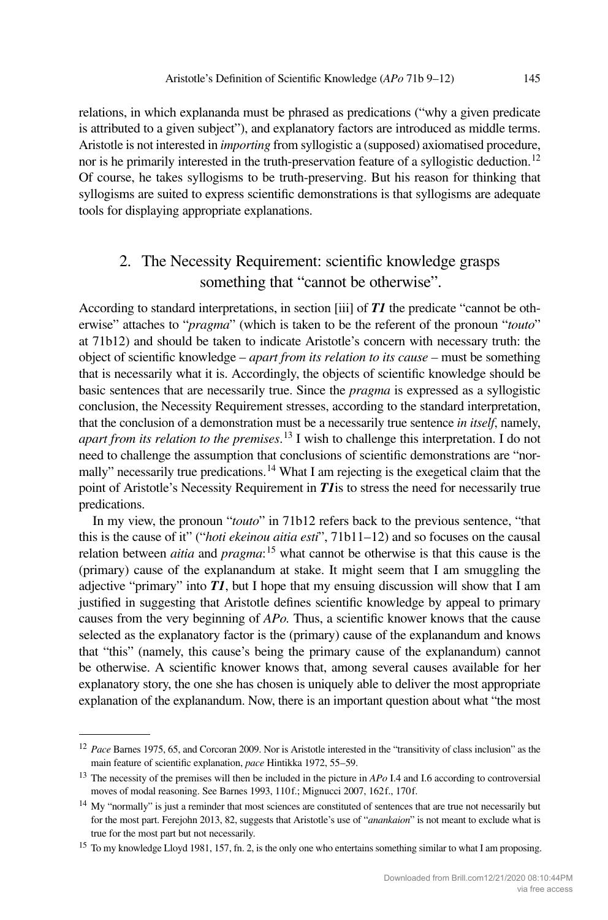relations, in which explananda must be phrased as predications ("why a given predicate is attributed to a given subject"), and explanatory factors are introduced as middle terms. Aristotle is not interested in *importing* from syllogistic a (supposed) axiomatised procedure, nor is he primarily interested in the truth-preservation feature of a syllogistic deduction.[12] Of course, he takes syllogisms to be truth-preserving. But his reason for thinking that syllogisms are suited to express scientific demonstrations is that syllogisms are adequate tools for displaying appropriate explanations.

## 2. The Necessity Requirement: scientific knowledge grasps something that "cannot be otherwise".

According to standard interpretations, in section [iii] of ***T1*** the predicate "cannot be otherwise" attaches to "*pragma*" (which is taken to be the referent of the pronoun "*touto*" at 71b12) and should be taken to indicate Aristotle's concern with necessary truth: the object of scientific knowledge – *apart from its relation to its cause* – must be something that is necessarily what it is. Accordingly, the objects of scientific knowledge should be basic sentences that are necessarily true. Since the *pragma* is expressed as a syllogistic conclusion, the Necessity Requirement stresses, according to the standard interpretation, that the conclusion of a demonstration must be a necessarily true sentence *in itself*, namely, *apart from its relation to the premises*.[13] I wish to challenge this interpretation. I do not need to challenge the assumption that conclusions of scientific demonstrations are "normally" necessarily true predications.[14] What I am rejecting is the exegetical claim that the point of Aristotle's Necessity Requirement in ***T1***is to stress the need for necessarily true predications.

In my view, the pronoun "*touto*" in 71b12 refers back to the previous sentence, "that this is the cause of it" ("*hoti ekeinou aitia esti*", 71b11–12) and so focuses on the causal relation between *aitia* and *pragma*:[15] what cannot be otherwise is that this cause is the (primary) cause of the explanandum at stake. It might seem that I am smuggling the adjective "primary" into ***T1***, but I hope that my ensuing discussion will show that I am justified in suggesting that Aristotle defines scientific knowledge by appeal to primary causes from the very beginning of *APo.* Thus, a scientific knower knows that the cause selected as the explanatory factor is the (primary) cause of the explanandum and knows that "this" (namely, this cause's being the primary cause of the explanandum) cannot be otherwise. A scientific knower knows that, among several causes available for her explanatory story, the one she has chosen is uniquely able to deliver the most appropriate explanation of the explanandum. Now, there is an important question about what "the most

---

[12] *Pace* Barnes 1975, 65, and Corcoran 2009. Nor is Aristotle interested in the "transitivity of class inclusion" as the main feature of scientific explanation, *pace* Hintikka 1972, 55–59.

[13] The necessity of the premises will then be included in the picture in *APo* I.4 and I.6 according to controversial moves of modal reasoning. See Barnes 1993, 110f.; Mignucci 2007, 162f., 170f.

[14] My "normally" is just a reminder that most sciences are constituted of sentences that are true not necessarily but for the most part. Ferejohn 2013, 82, suggests that Aristotle's use of "*anankaion*" is not meant to exclude what is true for the most part but not necessarily.

[15] To my knowledge Lloyd 1981, 157, fn. 2, is the only one who entertains something similar to what I am proposing.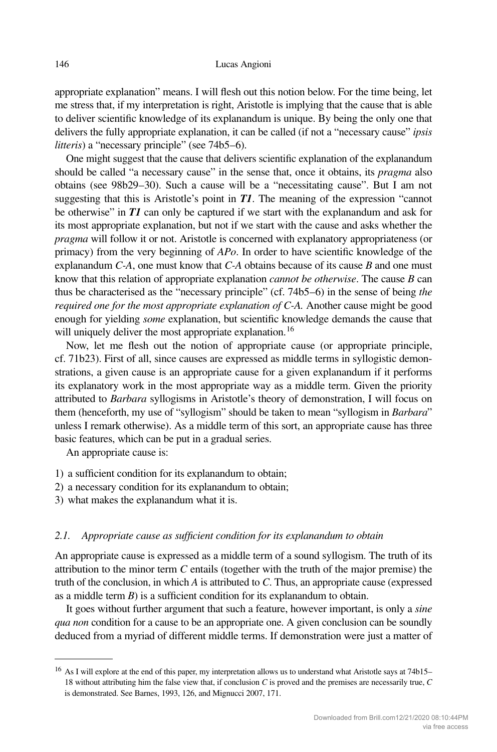appropriate explanation" means. I will flesh out this notion below. For the time being, let me stress that, if my interpretation is right, Aristotle is implying that the cause that is able to deliver scientific knowledge of its explanandum is unique. By being the only one that delivers the fully appropriate explanation, it can be called (if not a "necessary cause" *ipsis litteris*) a "necessary principle" (see 74b5–6).

One might suggest that the cause that delivers scientific explanation of the explanandum should be called "a necessary cause" in the sense that, once it obtains, its *pragma* also obtains (see 98b29–30). Such a cause will be a "necessitating cause". But I am not suggesting that this is Aristotle's point in ***T1***. The meaning of the expression "cannot be otherwise" in ***T1*** can only be captured if we start with the explanandum and ask for its most appropriate explanation, but not if we start with the cause and asks whether the *pragma* will follow it or not. Aristotle is concerned with explanatory appropriateness (or primacy) from the very beginning of *APo*. In order to have scientific knowledge of the explanandum *C-A*, one must know that *C-A* obtains because of its cause *B* and one must know that this relation of appropriate explanation *cannot be otherwise*. The cause *B* can thus be characterised as the "necessary principle" (cf. 74b5–6) in the sense of being *the required one for the most appropriate explanation of C-A.* Another cause might be good enough for yielding *some* explanation, but scientific knowledge demands the cause that will uniquely deliver the most appropriate explanation.[16]

Now, let me flesh out the notion of appropriate cause (or appropriate principle, cf. 71b23). First of all, since causes are expressed as middle terms in syllogistic demonstrations, a given cause is an appropriate cause for a given explanandum if it performs its explanatory work in the most appropriate way as a middle term. Given the priority attributed to *Barbara* syllogisms in Aristotle's theory of demonstration, I will focus on them (henceforth, my use of "syllogism" should be taken to mean "syllogism in *Barbara*" unless I remark otherwise). As a middle term of this sort, an appropriate cause has three basic features, which can be put in a gradual series.

An appropriate cause is:

1) a sufficient condition for its explanandum to obtain;
2) a necessary condition for its explanandum to obtain;
3) what makes the explanandum what it is.

### *2.1. Appropriate cause as sufficient condition for its explanandum to obtain*

An appropriate cause is expressed as a middle term of a sound syllogism. The truth of its attribution to the minor term *C* entails (together with the truth of the major premise) the truth of the conclusion, in which *A* is attributed to *C*. Thus, an appropriate cause (expressed as a middle term *B*) is a sufficient condition for its explanandum to obtain.

It goes without further argument that such a feature, however important, is only a *sine qua non* condition for a cause to be an appropriate one. A given conclusion can be soundly deduced from a myriad of different middle terms. If demonstration were just a matter of

[16] As I will explore at the end of this paper, my interpretation allows us to understand what Aristotle says at 74b15–18 without attributing him the false view that, if conclusion *C* is proved and the premises are necessarily true, *C* is demonstrated. See Barnes, 1993, 126, and Mignucci 2007, 171.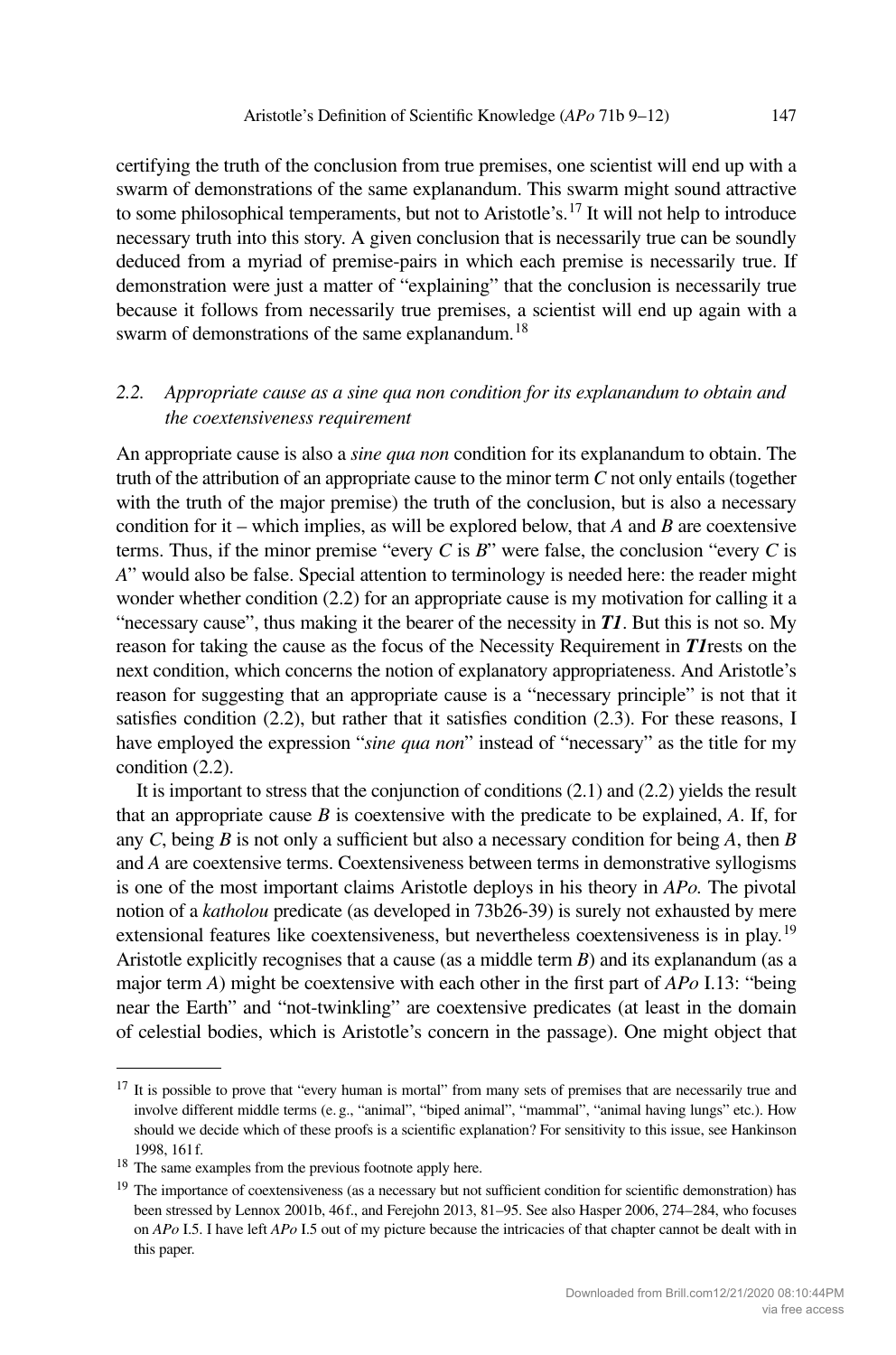certifying the truth of the conclusion from true premises, one scientist will end up with a swarm of demonstrations of the same explanandum. This swarm might sound attractive to some philosophical temperaments, but not to Aristotle's.[17] It will not help to introduce necessary truth into this story. A given conclusion that is necessarily true can be soundly deduced from a myriad of premise-pairs in which each premise is necessarily true. If demonstration were just a matter of "explaining" that the conclusion is necessarily true because it follows from necessarily true premises, a scientist will end up again with a swarm of demonstrations of the same explanandum.[18]

### 2.2. *Appropriate cause as a sine qua non condition for its explanandum to obtain and the coextensiveness requirement*

An appropriate cause is also a *sine qua non* condition for its explanandum to obtain. The truth of the attribution of an appropriate cause to the minor term *C* not only entails (together with the truth of the major premise) the truth of the conclusion, but is also a necessary condition for it – which implies, as will be explored below, that *A* and *B* are coextensive terms. Thus, if the minor premise "every *C* is *B*" were false, the conclusion "every *C* is *A*" would also be false. Special attention to terminology is needed here: the reader might wonder whether condition (2.2) for an appropriate cause is my motivation for calling it a "necessary cause", thus making it the bearer of the necessity in ***T1***. But this is not so. My reason for taking the cause as the focus of the Necessity Requirement in ***T1***rests on the next condition, which concerns the notion of explanatory appropriateness. And Aristotle's reason for suggesting that an appropriate cause is a "necessary principle" is not that it satisfies condition (2.2), but rather that it satisfies condition (2.3). For these reasons, I have employed the expression "*sine qua non*" instead of "necessary" as the title for my condition (2.2).

It is important to stress that the conjunction of conditions (2.1) and (2.2) yields the result that an appropriate cause *B* is coextensive with the predicate to be explained, *A*. If, for any *C*, being *B* is not only a sufficient but also a necessary condition for being *A*, then *B* and *A* are coextensive terms. Coextensiveness between terms in demonstrative syllogisms is one of the most important claims Aristotle deploys in his theory in *APo.* The pivotal notion of a *katholou* predicate (as developed in 73b26-39) is surely not exhausted by mere extensional features like coextensiveness, but nevertheless coextensiveness is in play.[19] Aristotle explicitly recognises that a cause (as a middle term *B*) and its explanandum (as a major term *A*) might be coextensive with each other in the first part of *APo* I.13: "being near the Earth" and "not-twinkling" are coextensive predicates (at least in the domain of celestial bodies, which is Aristotle's concern in the passage). One might object that

---

[17] It is possible to prove that "every human is mortal" from many sets of premises that are necessarily true and involve different middle terms (e. g., "animal", "biped animal", "mammal", "animal having lungs" etc.). How should we decide which of these proofs is a scientific explanation? For sensitivity to this issue, see Hankinson 1998, 161 f.

[18] The same examples from the previous footnote apply here.

[19] The importance of coextensiveness (as a necessary but not sufficient condition for scientific demonstration) has been stressed by Lennox 2001b, 46 f., and Ferejohn 2013, 81–95. See also Hasper 2006, 274–284, who focuses on *APo* I.5. I have left *APo* I.5 out of my picture because the intricacies of that chapter cannot be dealt with in this paper.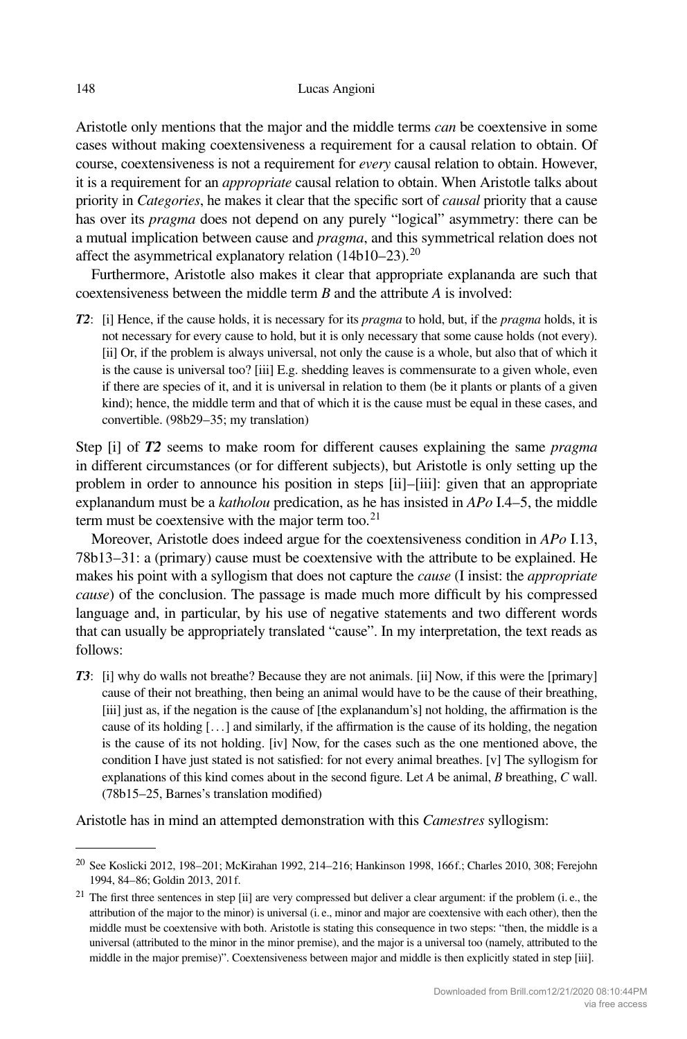Aristotle only mentions that the major and the middle terms *can* be coextensive in some cases without making coextensiveness a requirement for a causal relation to obtain. Of course, coextensiveness is not a requirement for *every* causal relation to obtain. However, it is a requirement for an *appropriate* causal relation to obtain. When Aristotle talks about priority in *Categories*, he makes it clear that the specific sort of *causal* priority that a cause has over its *pragma* does not depend on any purely "logical" asymmetry: there can be a mutual implication between cause and *pragma*, and this symmetrical relation does not affect the asymmetrical explanatory relation (14b10–23).[20]

Furthermore, Aristotle also makes it clear that appropriate explananda are such that coextensiveness between the middle term *B* and the attribute *A* is involved:

> ***T2***: [i] Hence, if the cause holds, it is necessary for its *pragma* to hold, but, if the *pragma* holds, it is not necessary for every cause to hold, but it is only necessary that some cause holds (not every). [ii] Or, if the problem is always universal, not only the cause is a whole, but also that of which it is the cause is universal too? [iii] E.g. shedding leaves is commensurate to a given whole, even if there are species of it, and it is universal in relation to them (be it plants or plants of a given kind); hence, the middle term and that of which it is the cause must be equal in these cases, and convertible. (98b29–35; my translation)

Step [i] of ***T2*** seems to make room for different causes explaining the same *pragma* in different circumstances (or for different subjects), but Aristotle is only setting up the problem in order to announce his position in steps [ii]–[iii]: given that an appropriate explanandum must be a *katholou* predication, as he has insisted in *APo* I.4–5, the middle term must be coextensive with the major term too.[21]

Moreover, Aristotle does indeed argue for the coextensiveness condition in *APo* I.13, 78b13–31: a (primary) cause must be coextensive with the attribute to be explained. He makes his point with a syllogism that does not capture the *cause* (I insist: the *appropriate cause*) of the conclusion. The passage is made much more difficult by his compressed language and, in particular, by his use of negative statements and two different words that can usually be appropriately translated "cause". In my interpretation, the text reads as follows:

> ***T3***: [i] why do walls not breathe? Because they are not animals. [ii] Now, if this were the [primary] cause of their not breathing, then being an animal would have to be the cause of their breathing, [iii] just as, if the negation is the cause of [the explanandum's] not holding, the affirmation is the cause of its holding [...] and similarly, if the affirmation is the cause of its holding, the negation is the cause of its not holding. [iv] Now, for the cases such as the one mentioned above, the condition I have just stated is not satisfied: for not every animal breathes. [v] The syllogism for explanations of this kind comes about in the second figure. Let *A* be animal, *B* breathing, *C* wall. (78b15–25, Barnes's translation modified)

Aristotle has in mind an attempted demonstration with this *Camestres* syllogism:

---

[20] See Koslicki 2012, 198–201; McKirahan 1992, 214–216; Hankinson 1998, 166f.; Charles 2010, 308; Ferejohn 1994, 84–86; Goldin 2013, 201f.

[21] The first three sentences in step [ii] are very compressed but deliver a clear argument: if the problem (i. e., the attribution of the major to the minor) is universal (i. e., minor and major are coextensive with each other), then the middle must be coextensive with both. Aristotle is stating this consequence in two steps: "then, the middle is a universal (attributed to the minor in the minor premise), and the major is a universal too (namely, attributed to the middle in the major premise)". Coextensiveness between major and middle is then explicitly stated in step [iii].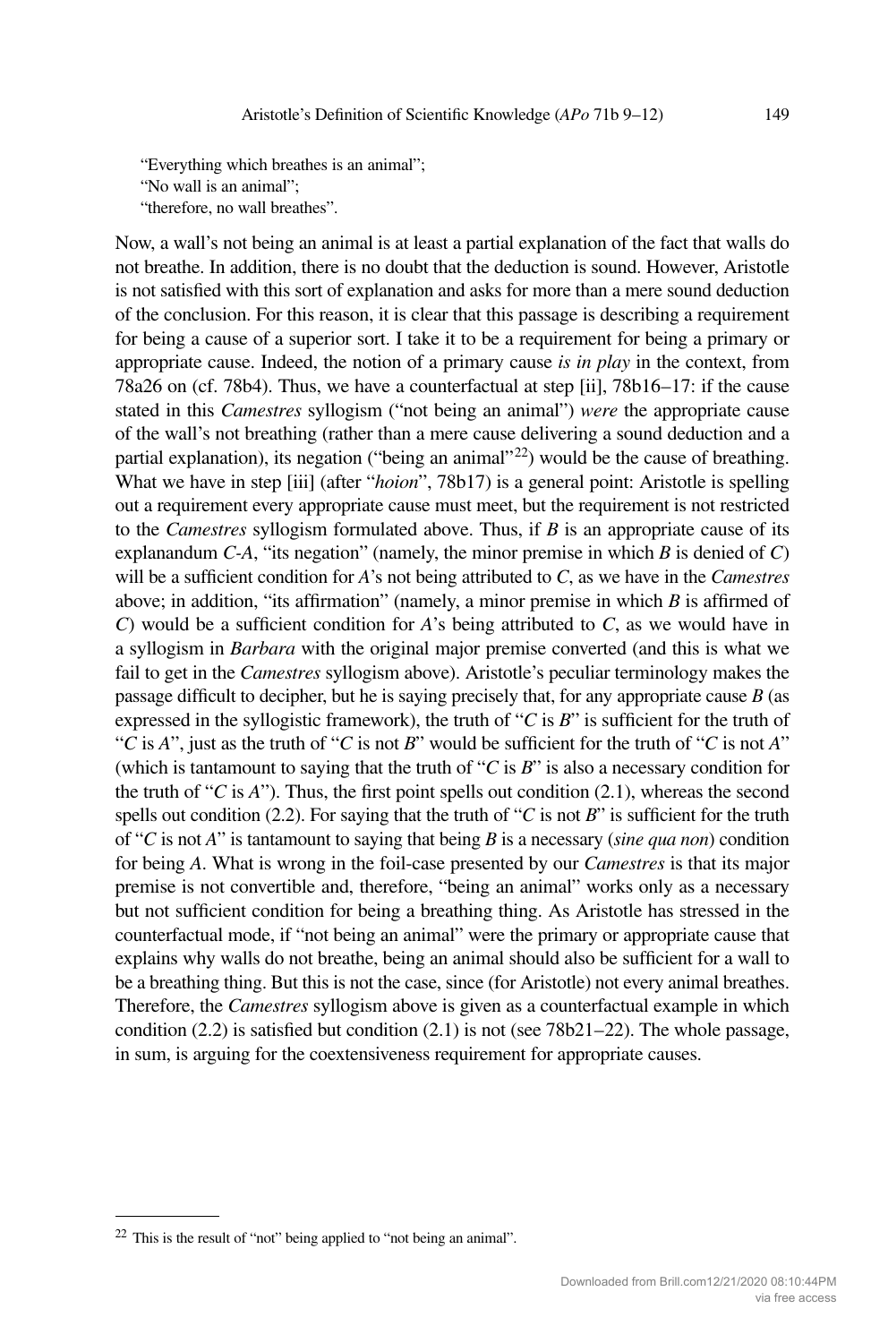"Everything which breathes is an animal";
"No wall is an animal";
"therefore, no wall breathes".

Now, a wall's not being an animal is at least a partial explanation of the fact that walls do not breathe. In addition, there is no doubt that the deduction is sound. However, Aristotle is not satisfied with this sort of explanation and asks for more than a mere sound deduction of the conclusion. For this reason, it is clear that this passage is describing a requirement for being a cause of a superior sort. I take it to be a requirement for being a primary or appropriate cause. Indeed, the notion of a primary cause *is in play* in the context, from 78a26 on (cf. 78b4). Thus, we have a counterfactual at step [ii], 78b16–17: if the cause stated in this *Camestres* syllogism ("not being an animal") *were* the appropriate cause of the wall's not breathing (rather than a mere cause delivering a sound deduction and a partial explanation), its negation ("being an animal"[22]) would be the cause of breathing. What we have in step [iii] (after "*hoion*", 78b17) is a general point: Aristotle is spelling out a requirement every appropriate cause must meet, but the requirement is not restricted to the *Camestres* syllogism formulated above. Thus, if *B* is an appropriate cause of its explanandum *C*-*A*, "its negation" (namely, the minor premise in which *B* is denied of *C*) will be a sufficient condition for *A*'s not being attributed to *C*, as we have in the *Camestres* above; in addition, "its affirmation" (namely, a minor premise in which *B* is affirmed of *C*) would be a sufficient condition for *A*'s being attributed to *C*, as we would have in a syllogism in *Barbara* with the original major premise converted (and this is what we fail to get in the *Camestres* syllogism above). Aristotle's peculiar terminology makes the passage difficult to decipher, but he is saying precisely that, for any appropriate cause *B* (as expressed in the syllogistic framework), the truth of "*C* is *B*" is sufficient for the truth of "*C* is *A*", just as the truth of "*C* is not *B*" would be sufficient for the truth of "*C* is not *A*" (which is tantamount to saying that the truth of "*C* is *B*" is also a necessary condition for the truth of "*C* is *A*"). Thus, the first point spells out condition (2.1), whereas the second spells out condition (2.2). For saying that the truth of "*C* is not *B*" is sufficient for the truth of "*C* is not *A*" is tantamount to saying that being *B* is a necessary (*sine qua non*) condition for being *A*. What is wrong in the foil-case presented by our *Camestres* is that its major premise is not convertible and, therefore, "being an animal" works only as a necessary but not sufficient condition for being a breathing thing. As Aristotle has stressed in the counterfactual mode, if "not being an animal" were the primary or appropriate cause that explains why walls do not breathe, being an animal should also be sufficient for a wall to be a breathing thing. But this is not the case, since (for Aristotle) not every animal breathes. Therefore, the *Camestres* syllogism above is given as a counterfactual example in which condition (2.2) is satisfied but condition (2.1) is not (see 78b21–22). The whole passage, in sum, is arguing for the coextensiveness requirement for appropriate causes.

---

[22] This is the result of "not" being applied to "not being an animal".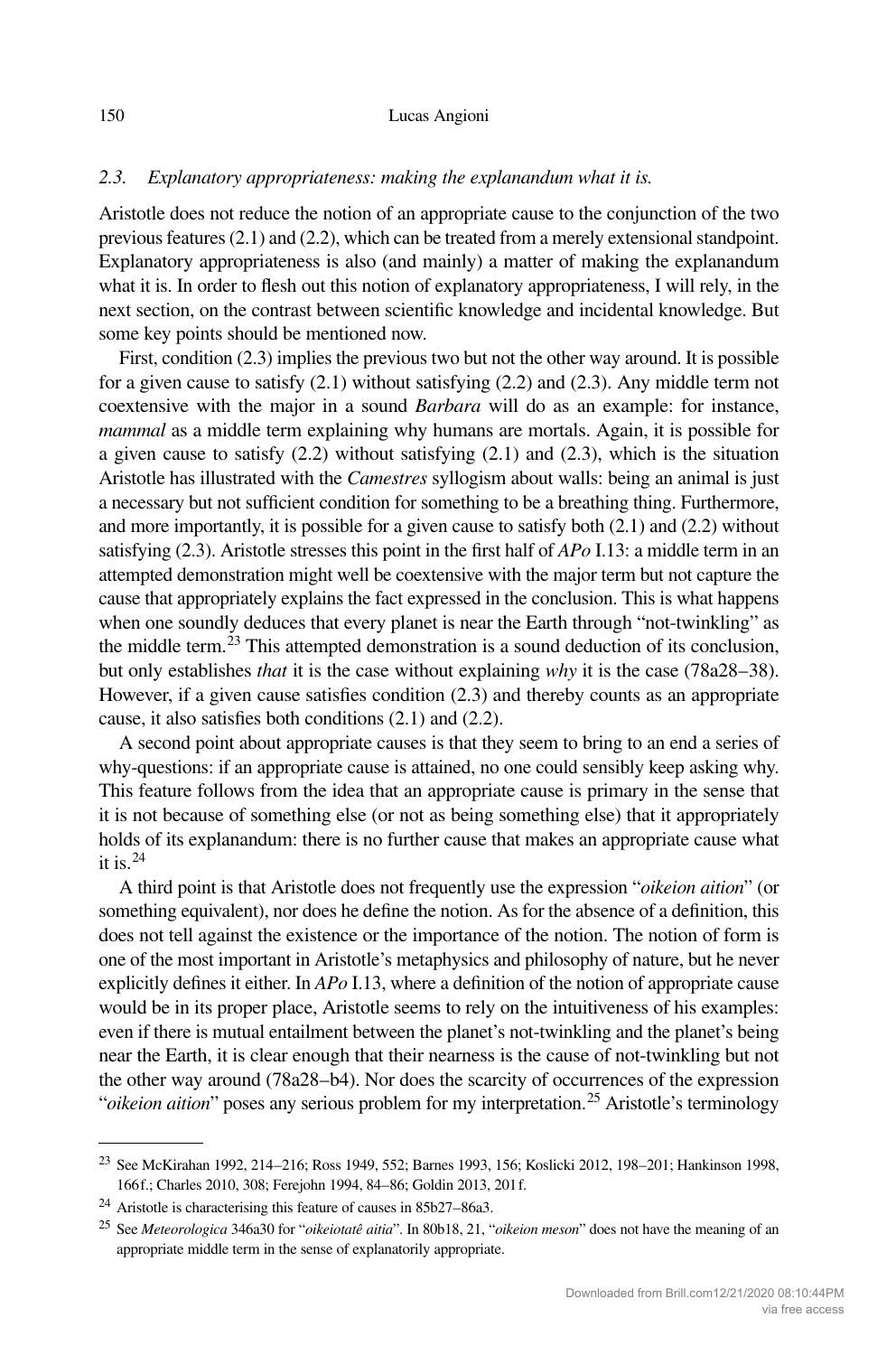### 2.3. *Explanatory appropriateness: making the explanandum what it is.*

Aristotle does not reduce the notion of an appropriate cause to the conjunction of the two previous features (2.1) and (2.2), which can be treated from a merely extensional standpoint. Explanatory appropriateness is also (and mainly) a matter of making the explanandum what it is. In order to flesh out this notion of explanatory appropriateness, I will rely, in the next section, on the contrast between scientific knowledge and incidental knowledge. But some key points should be mentioned now.

First, condition (2.3) implies the previous two but not the other way around. It is possible for a given cause to satisfy (2.1) without satisfying (2.2) and (2.3). Any middle term not coextensive with the major in a sound *Barbara* will do as an example: for instance, *mammal* as a middle term explaining why humans are mortals. Again, it is possible for a given cause to satisfy (2.2) without satisfying (2.1) and (2.3), which is the situation Aristotle has illustrated with the *Camestres* syllogism about walls: being an animal is just a necessary but not sufficient condition for something to be a breathing thing. Furthermore, and more importantly, it is possible for a given cause to satisfy both (2.1) and (2.2) without satisfying (2.3). Aristotle stresses this point in the first half of *APo* I.13: a middle term in an attempted demonstration might well be coextensive with the major term but not capture the cause that appropriately explains the fact expressed in the conclusion. This is what happens when one soundly deduces that every planet is near the Earth through "not-twinkling" as the middle term.[23] This attempted demonstration is a sound deduction of its conclusion, but only establishes *that* it is the case without explaining *why* it is the case (78a28–38). However, if a given cause satisfies condition (2.3) and thereby counts as an appropriate cause, it also satisfies both conditions (2.1) and (2.2).

A second point about appropriate causes is that they seem to bring to an end a series of why-questions: if an appropriate cause is attained, no one could sensibly keep asking why. This feature follows from the idea that an appropriate cause is primary in the sense that it is not because of something else (or not as being something else) that it appropriately holds of its explanandum: there is no further cause that makes an appropriate cause what it is.[24]

A third point is that Aristotle does not frequently use the expression "*oikeion aition*" (or something equivalent), nor does he define the notion. As for the absence of a definition, this does not tell against the existence or the importance of the notion. The notion of form is one of the most important in Aristotle's metaphysics and philosophy of nature, but he never explicitly defines it either. In *APo* I.13, where a definition of the notion of appropriate cause would be in its proper place, Aristotle seems to rely on the intuitiveness of his examples: even if there is mutual entailment between the planet's not-twinkling and the planet's being near the Earth, it is clear enough that their nearness is the cause of not-twinkling but not the other way around (78a28–b4). Nor does the scarcity of occurrences of the expression "*oikeion aition*" poses any serious problem for my interpretation.[25] Aristotle's terminology

---

[23] See McKirahan 1992, 214–216; Ross 1949, 552; Barnes 1993, 156; Koslicki 2012, 198–201; Hankinson 1998, 166f.; Charles 2010, 308; Ferejohn 1994, 84–86; Goldin 2013, 201f.

[24] Aristotle is characterising this feature of causes in 85b27–86a3.

[25] See *Meteorologica* 346a30 for "*oikeiotatê aitia*". In 80b18, 21, "*oikeion meson*" does not have the meaning of an appropriate middle term in the sense of explanatorily appropriate.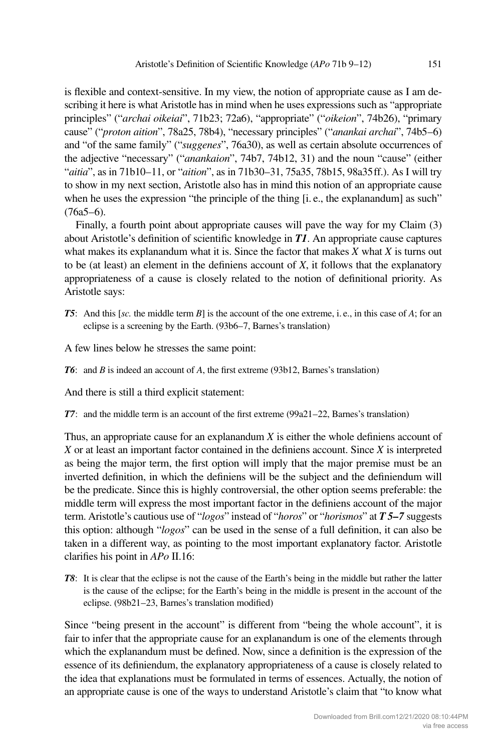is flexible and context-sensitive. In my view, the notion of appropriate cause as I am describing it here is what Aristotle has in mind when he uses expressions such as "appropriate principles" ("*archai oikeiai*", 71b23; 72a6), "appropriate" ("*oikeion*", 74b26), "primary cause" ("*proton aition*", 78a25, 78b4), "necessary principles" ("*anankai archai*", 74b5–6) and "of the same family" ("*suggenes*", 76a30), as well as certain absolute occurrences of the adjective "necessary" ("*anankaion*", 74b7, 74b12, 31) and the noun "cause" (either "*aitia*", as in 71b10–11, or "*aition*", as in 71b30–31, 75a35, 78b15, 98a35 ff.). As I will try to show in my next section, Aristotle also has in mind this notion of an appropriate cause when he uses the expression "the principle of the thing [i. e., the explanandum] as such" (76a5–6).

Finally, a fourth point about appropriate causes will pave the way for my Claim (3) about Aristotle's definition of scientific knowledge in ***T1***. An appropriate cause captures what makes its explanandum what it is. Since the factor that makes *X* what *X* is turns out to be (at least) an element in the definiens account of *X*, it follows that the explanatory appropriateness of a cause is closely related to the notion of definitional priority. As Aristotle says:

> ***T5***: And this [*sc.* the middle term *B*] is the account of the one extreme, i. e., in this case of *A*; for an eclipse is a screening by the Earth. (93b6–7, Barnes's translation)

A few lines below he stresses the same point:

> ***T6***: and *B* is indeed an account of *A*, the first extreme (93b12, Barnes's translation)

And there is still a third explicit statement:

> ***T7***: and the middle term is an account of the first extreme (99a21–22, Barnes's translation)

Thus, an appropriate cause for an explanandum *X* is either the whole definiens account of *X* or at least an important factor contained in the definiens account. Since *X* is interpreted as being the major term, the first option will imply that the major premise must be an inverted definition, in which the definiens will be the subject and the definiendum will be the predicate. Since this is highly controversial, the other option seems preferable: the middle term will express the most important factor in the definiens account of the major term. Aristotle's cautious use of "*logos*" instead of "*horos*" or "*horismos*" at ***T 5–7*** suggests this option: although "*logos*" can be used in the sense of a full definition, it can also be taken in a different way, as pointing to the most important explanatory factor. Aristotle clarifies his point in *APo* II.16:

> ***T8***: It is clear that the eclipse is not the cause of the Earth's being in the middle but rather the latter is the cause of the eclipse; for the Earth's being in the middle is present in the account of the eclipse. (98b21–23, Barnes's translation modified)

Since "being present in the account" is different from "being the whole account", it is fair to infer that the appropriate cause for an explanandum is one of the elements through which the explanandum must be defined. Now, since a definition is the expression of the essence of its definiendum, the explanatory appropriateness of a cause is closely related to the idea that explanations must be formulated in terms of essences. Actually, the notion of an appropriate cause is one of the ways to understand Aristotle's claim that "to know what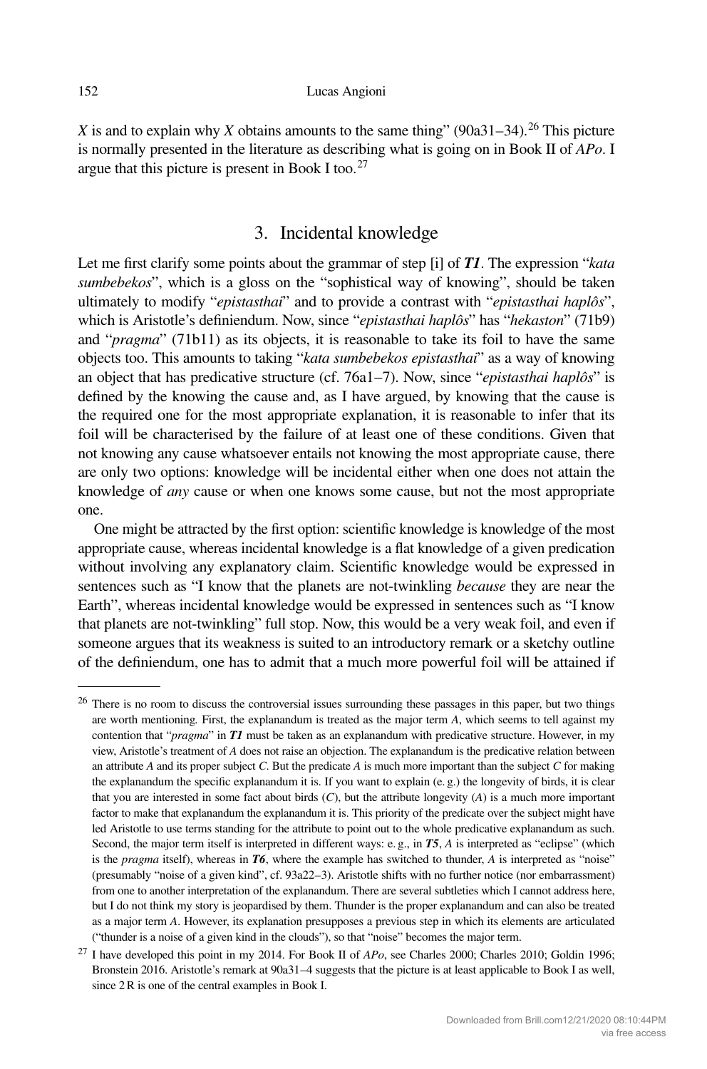*X* is and to explain why *X* obtains amounts to the same thing" (90a31–34).[26] This picture is normally presented in the literature as describing what is going on in Book II of *APo*. I argue that this picture is present in Book I too.[27]

## 3. Incidental knowledge

Let me first clarify some points about the grammar of step [i] of ***T1***. The expression "*kata sumbebekos*", which is a gloss on the "sophistical way of knowing", should be taken ultimately to modify "*epistasthai*" and to provide a contrast with "*epistasthai haplôs*", which is Aristotle's definiendum. Now, since "*epistasthai haplôs*" has "*hekaston*" (71b9) and "*pragma*" (71b11) as its objects, it is reasonable to take its foil to have the same objects too. This amounts to taking "*kata sumbebekos epistasthai*" as a way of knowing an object that has predicative structure (cf. 76a1–7). Now, since "*epistasthai haplôs*" is defined by the knowing the cause and, as I have argued, by knowing that the cause is the required one for the most appropriate explanation, it is reasonable to infer that its foil will be characterised by the failure of at least one of these conditions. Given that not knowing any cause whatsoever entails not knowing the most appropriate cause, there are only two options: knowledge will be incidental either when one does not attain the knowledge of *any* cause or when one knows some cause, but not the most appropriate one.

One might be attracted by the first option: scientific knowledge is knowledge of the most appropriate cause, whereas incidental knowledge is a flat knowledge of a given predication without involving any explanatory claim. Scientific knowledge would be expressed in sentences such as "I know that the planets are not-twinkling *because* they are near the Earth", whereas incidental knowledge would be expressed in sentences such as "I know that planets are not-twinkling" full stop. Now, this would be a very weak foil, and even if someone argues that its weakness is suited to an introductory remark or a sketchy outline of the definiendum, one has to admit that a much more powerful foil will be attained if

---

[26] There is no room to discuss the controversial issues surrounding these passages in this paper, but two things are worth mentioning. First, the explanandum is treated as the major term *A*, which seems to tell against my contention that "*pragma*" in ***T1*** must be taken as an explanandum with predicative structure. However, in my view, Aristotle's treatment of *A* does not raise an objection. The explanandum is the predicative relation between an attribute *A* and its proper subject *C*. But the predicate *A* is much more important than the subject *C* for making the explanandum the specific explanandum it is. If you want to explain (e. g.) the longevity of birds, it is clear that you are interested in some fact about birds (*C*), but the attribute longevity (*A*) is a much more important factor to make that explanandum the explanandum it is. This priority of the predicate over the subject might have led Aristotle to use terms standing for the attribute to point out to the whole predicative explanandum as such. Second, the major term itself is interpreted in different ways: e. g., in ***T5***, *A* is interpreted as "eclipse" (which is the *pragma* itself), whereas in ***T6***, where the example has switched to thunder, *A* is interpreted as "noise" (presumably "noise of a given kind", cf. 93a22–3). Aristotle shifts with no further notice (nor embarrassment) from one to another interpretation of the explanandum. There are several subtleties which I cannot address here, but I do not think my story is jeopardised by them. Thunder is the proper explanandum and can also be treated as a major term *A*. However, its explanation presupposes a previous step in which its elements are articulated ("thunder is a noise of a given kind in the clouds"), so that "noise" becomes the major term.

[27] I have developed this point in my 2014. For Book II of *APo*, see Charles 2000; Charles 2010; Goldin 1996; Bronstein 2016. Aristotle's remark at 90a31–4 suggests that the picture is at least applicable to Book I as well, since 2 R is one of the central examples in Book I.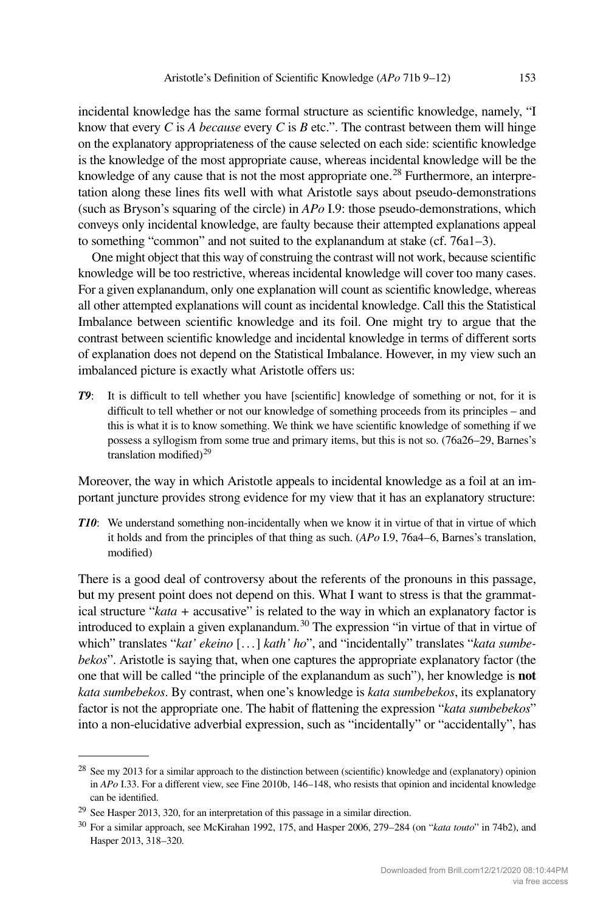incidental knowledge has the same formal structure as scientific knowledge, namely, "I know that every *C* is *A because* every *C* is *B* etc.". The contrast between them will hinge on the explanatory appropriateness of the cause selected on each side: scientific knowledge is the knowledge of the most appropriate cause, whereas incidental knowledge will be the knowledge of any cause that is not the most appropriate one.[28] Furthermore, an interpretation along these lines fits well with what Aristotle says about pseudo-demonstrations (such as Bryson's squaring of the circle) in *APo* I.9: those pseudo-demonstrations, which conveys only incidental knowledge, are faulty because their attempted explanations appeal to something "common" and not suited to the explanandum at stake (cf. 76a1–3).

One might object that this way of construing the contrast will not work, because scientific knowledge will be too restrictive, whereas incidental knowledge will cover too many cases. For a given explanandum, only one explanation will count as scientific knowledge, whereas all other attempted explanations will count as incidental knowledge. Call this the Statistical Imbalance between scientific knowledge and its foil. One might try to argue that the contrast between scientific knowledge and incidental knowledge in terms of different sorts of explanation does not depend on the Statistical Imbalance. However, in my view such an imbalanced picture is exactly what Aristotle offers us:

> ***T9***: It is difficult to tell whether you have [scientific] knowledge of something or not, for it is difficult to tell whether or not our knowledge of something proceeds from its principles – and this is what it is to know something. We think we have scientific knowledge of something if we possess a syllogism from some true and primary items, but this is not so. (76a26–29, Barnes's translation modified)[29]

Moreover, the way in which Aristotle appeals to incidental knowledge as a foil at an important juncture provides strong evidence for my view that it has an explanatory structure:

> ***T10***: We understand something non-incidentally when we know it in virtue of that in virtue of which it holds and from the principles of that thing as such. (*APo* I.9, 76a4–6, Barnes's translation, modified)

There is a good deal of controversy about the referents of the pronouns in this passage, but my present point does not depend on this. What I want to stress is that the grammatical structure "*kata* + accusative" is related to the way in which an explanatory factor is introduced to explain a given explanandum.[30] The expression "in virtue of that in virtue of which" translates "*kat' ekeino* [. . . ] *kath' ho*", and "incidentally" translates "*kata sumbebekos*". Aristotle is saying that, when one captures the appropriate explanatory factor (the one that will be called "the principle of the explanandum as such"), her knowledge is **not** *kata sumbebekos*. By contrast, when one's knowledge is *kata sumbebekos*, its explanatory factor is not the appropriate one. The habit of flattening the expression "*kata sumbebekos*" into a non-elucidative adverbial expression, such as "incidentally" or "accidentally", has

---

[28] See my 2013 for a similar approach to the distinction between (scientific) knowledge and (explanatory) opinion in *APo* I.33. For a different view, see Fine 2010b, 146–148, who resists that opinion and incidental knowledge can be identified.

[29] See Hasper 2013, 320, for an interpretation of this passage in a similar direction.

[30] For a similar approach, see McKirahan 1992, 175, and Hasper 2006, 279–284 (on "*kata touto*" in 74b2), and Hasper 2013, 318–320.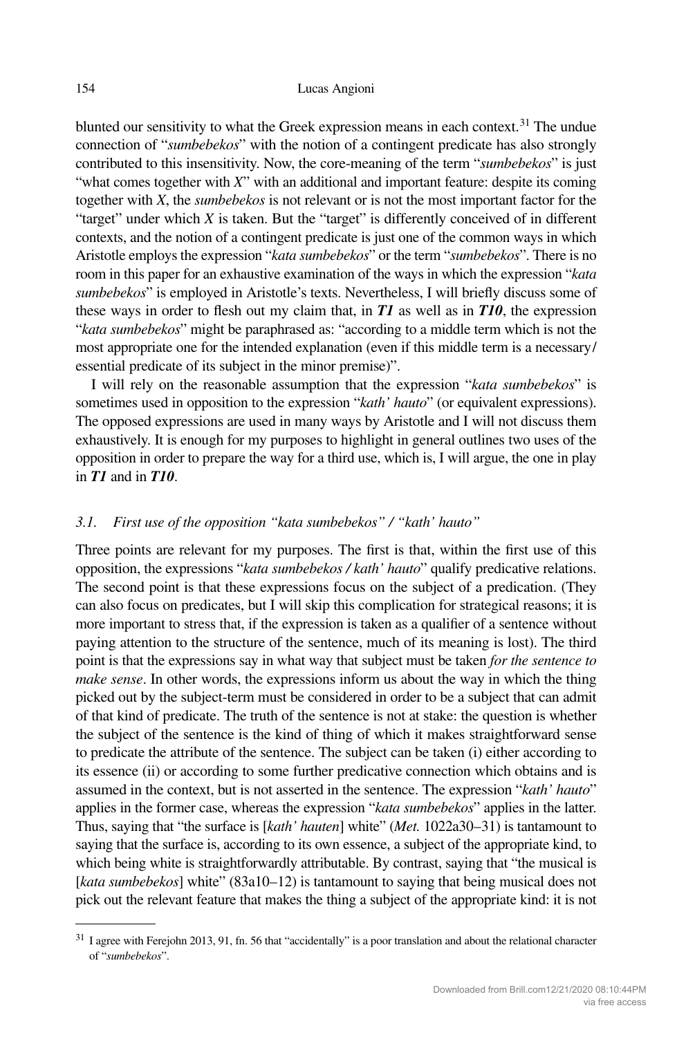blunted our sensitivity to what the Greek expression means in each context.[31] The undue connection of "*sumbebekos*" with the notion of a contingent predicate has also strongly contributed to this insensitivity. Now, the core-meaning of the term "*sumbebekos*" is just "what comes together with *X*" with an additional and important feature: despite its coming together with *X*, the *sumbebekos* is not relevant or is not the most important factor for the "target" under which *X* is taken. But the "target" is differently conceived of in different contexts, and the notion of a contingent predicate is just one of the common ways in which Aristotle employs the expression "*kata sumbebekos*" or the term "*sumbebekos*". There is no room in this paper for an exhaustive examination of the ways in which the expression "*kata sumbebekos*" is employed in Aristotle's texts. Nevertheless, I will briefly discuss some of these ways in order to flesh out my claim that, in ***T1*** as well as in ***T10***, the expression "*kata sumbebekos*" might be paraphrased as: "according to a middle term which is not the most appropriate one for the intended explanation (even if this middle term is a necessary/ essential predicate of its subject in the minor premise)".

I will rely on the reasonable assumption that the expression "*kata sumbebekos*" is sometimes used in opposition to the expression "*kath' hauto*" (or equivalent expressions). The opposed expressions are used in many ways by Aristotle and I will not discuss them exhaustively. It is enough for my purposes to highlight in general outlines two uses of the opposition in order to prepare the way for a third use, which is, I will argue, the one in play in ***T1*** and in ***T10***.

### *3.1. First use of the opposition "kata sumbebekos" / "kath' hauto"*

Three points are relevant for my purposes. The first is that, within the first use of this opposition, the expressions "*kata sumbebekos / kath' hauto*" qualify predicative relations. The second point is that these expressions focus on the subject of a predication. (They can also focus on predicates, but I will skip this complication for strategical reasons; it is more important to stress that, if the expression is taken as a qualifier of a sentence without paying attention to the structure of the sentence, much of its meaning is lost). The third point is that the expressions say in what way that subject must be taken *for the sentence to make sense*. In other words, the expressions inform us about the way in which the thing picked out by the subject-term must be considered in order to be a subject that can admit of that kind of predicate. The truth of the sentence is not at stake: the question is whether the subject of the sentence is the kind of thing of which it makes straightforward sense to predicate the attribute of the sentence. The subject can be taken (i) either according to its essence (ii) or according to some further predicative connection which obtains and is assumed in the context, but is not asserted in the sentence. The expression "*kath' hauto*" applies in the former case, whereas the expression "*kata sumbebekos*" applies in the latter. Thus, saying that "the surface is [*kath' hauten*] white" (*Met.* 1022a30–31) is tantamount to saying that the surface is, according to its own essence, a subject of the appropriate kind, to which being white is straightforwardly attributable. By contrast, saying that "the musical is [*kata sumbebekos*] white" (83a10–12) is tantamount to saying that being musical does not pick out the relevant feature that makes the thing a subject of the appropriate kind: it is not

[31] I agree with Ferejohn 2013, 91, fn. 56 that "accidentally" is a poor translation and about the relational character of "*sumbebekos*".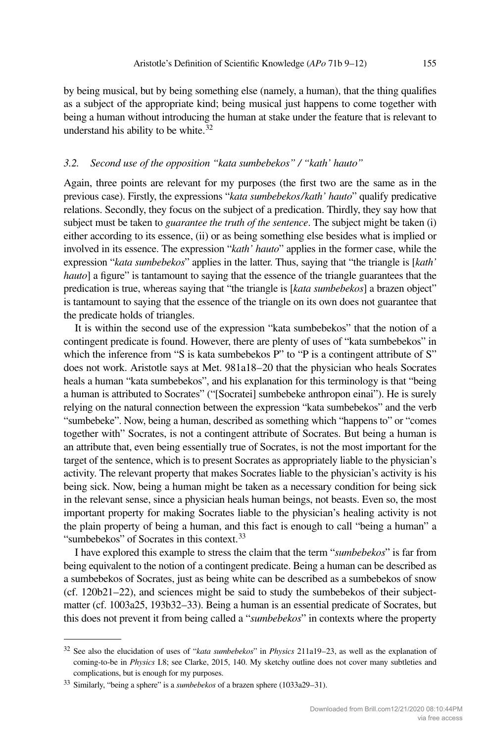by being musical, but by being something else (namely, a human), that the thing qualifies as a subject of the appropriate kind; being musical just happens to come together with being a human without introducing the human at stake under the feature that is relevant to understand his ability to be white.[32]

### *3.2. Second use of the opposition "kata sumbebekos" / "kath' hauto"*

Again, three points are relevant for my purposes (the first two are the same as in the previous case). Firstly, the expressions "*kata sumbebekos/kath' hauto*" qualify predicative relations. Secondly, they focus on the subject of a predication. Thirdly, they say how that subject must be taken to *guarantee the truth of the sentence*. The subject might be taken (i) either according to its essence, (ii) or as being something else besides what is implied or involved in its essence. The expression "*kath' hauto*" applies in the former case, while the expression "*kata sumbebekos*" applies in the latter. Thus, saying that "the triangle is [*kath' hauto*] a figure" is tantamount to saying that the essence of the triangle guarantees that the predication is true, whereas saying that "the triangle is [*kata sumbebekos*] a brazen object" is tantamount to saying that the essence of the triangle on its own does not guarantee that the predicate holds of triangles.

It is within the second use of the expression "kata sumbebekos" that the notion of a contingent predicate is found. However, there are plenty of uses of "kata sumbebekos" in which the inference from "S is kata sumbebekos P" to "P is a contingent attribute of S" does not work. Aristotle says at Met. 981a18–20 that the physician who heals Socrates heals a human "kata sumbebekos", and his explanation for this terminology is that "being a human is attributed to Socrates" ("[Socratei] sumbebeke anthropon einai"). He is surely relying on the natural connection between the expression "kata sumbebekos" and the verb "sumbebeke". Now, being a human, described as something which "happens to" or "comes together with" Socrates, is not a contingent attribute of Socrates. But being a human is an attribute that, even being essentially true of Socrates, is not the most important for the target of the sentence, which is to present Socrates as appropriately liable to the physician's activity. The relevant property that makes Socrates liable to the physician's activity is his being sick. Now, being a human might be taken as a necessary condition for being sick in the relevant sense, since a physician heals human beings, not beasts. Even so, the most important property for making Socrates liable to the physician's healing activity is not the plain property of being a human, and this fact is enough to call "being a human" a "sumbebekos" of Socrates in this context.[33]

I have explored this example to stress the claim that the term "*sumbebekos*" is far from being equivalent to the notion of a contingent predicate. Being a human can be described as a sumbebekos of Socrates, just as being white can be described as a sumbebekos of snow (cf. 120b21–22), and sciences might be said to study the sumbebekos of their subject-matter (cf. 1003a25, 193b32–33). Being a human is an essential predicate of Socrates, but this does not prevent it from being called a "*sumbebekos*" in contexts where the property

---

[32] See also the elucidation of uses of "*kata sumbebekos*" in *Physics* 211a19–23, as well as the explanation of coming-to-be in *Physics* I.8; see Clarke, 2015, 140. My sketchy outline does not cover many subtleties and complications, but is enough for my purposes.

[33] Similarly, "being a sphere" is a *sumbebekos* of a brazen sphere (1033a29–31).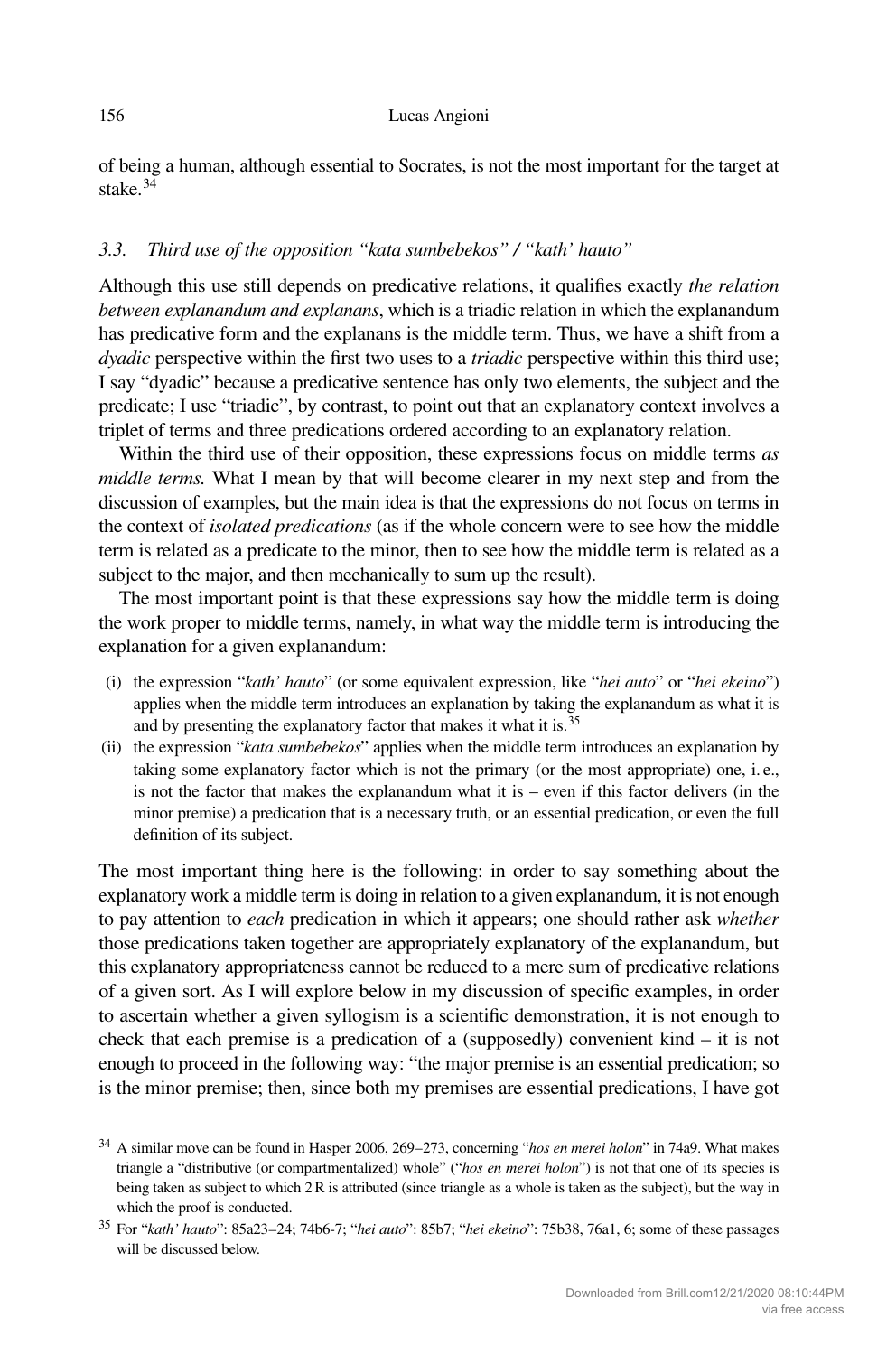of being a human, although essential to Socrates, is not the most important for the target at stake.[34]

### 3.3. *Third use of the opposition "kata sumbebekos" / "kath' hauto"*

Although this use still depends on predicative relations, it qualifies exactly *the relation between explanandum and explanans*, which is a triadic relation in which the explanandum has predicative form and the explanans is the middle term. Thus, we have a shift from a *dyadic* perspective within the first two uses to a *triadic* perspective within this third use; I say "dyadic" because a predicative sentence has only two elements, the subject and the predicate; I use "triadic", by contrast, to point out that an explanatory context involves a triplet of terms and three predications ordered according to an explanatory relation.

Within the third use of their opposition, these expressions focus on middle terms *as middle terms.* What I mean by that will become clearer in my next step and from the discussion of examples, but the main idea is that the expressions do not focus on terms in the context of *isolated predications* (as if the whole concern were to see how the middle term is related as a predicate to the minor, then to see how the middle term is related as a subject to the major, and then mechanically to sum up the result).

The most important point is that these expressions say how the middle term is doing the work proper to middle terms, namely, in what way the middle term is introducing the explanation for a given explanandum:

(i) the expression "*kath' hauto*" (or some equivalent expression, like "*hei auto*" or "*hei ekeino*") applies when the middle term introduces an explanation by taking the explanandum as what it is and by presenting the explanatory factor that makes it what it is.[35]
(ii) the expression "*kata sumbebekos*" applies when the middle term introduces an explanation by taking some explanatory factor which is not the primary (or the most appropriate) one, i.e., is not the factor that makes the explanandum what it is – even if this factor delivers (in the minor premise) a predication that is a necessary truth, or an essential predication, or even the full definition of its subject.

The most important thing here is the following: in order to say something about the explanatory work a middle term is doing in relation to a given explanandum, it is not enough to pay attention to *each* predication in which it appears; one should rather ask *whether* those predications taken together are appropriately explanatory of the explanandum, but this explanatory appropriateness cannot be reduced to a mere sum of predicative relations of a given sort. As I will explore below in my discussion of specific examples, in order to ascertain whether a given syllogism is a scientific demonstration, it is not enough to check that each premise is a predication of a (supposedly) convenient kind – it is not enough to proceed in the following way: "the major premise is an essential predication; so is the minor premise; then, since both my premises are essential predications, I have got

---

[34] A similar move can be found in Hasper 2006, 269–273, concerning "*hos en merei holon*" in 74a9. What makes triangle a "distributive (or compartmentalized) whole" ("*hos en merei holon*") is not that one of its species is being taken as subject to which 2 R is attributed (since triangle as a whole is taken as the subject), but the way in which the proof is conducted.

[35] For "*kath' hauto*": 85a23–24; 74b6-7; "*hei auto*": 85b7; "*hei ekeino*": 75b38, 76a1, 6; some of these passages will be discussed below.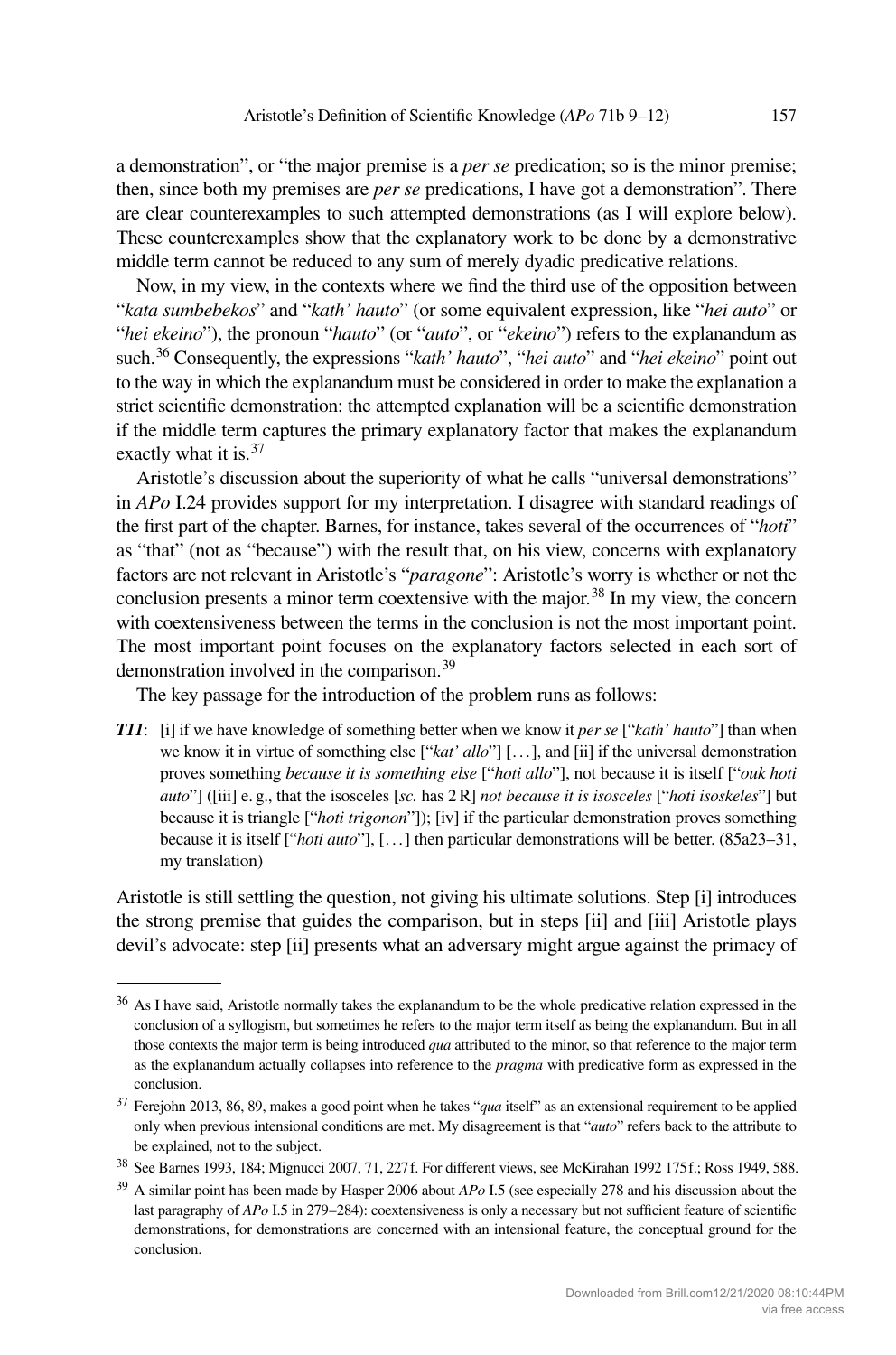a demonstration", or "the major premise is a *per se* predication; so is the minor premise; then, since both my premises are *per se* predications, I have got a demonstration". There are clear counterexamples to such attempted demonstrations (as I will explore below). These counterexamples show that the explanatory work to be done by a demonstrative middle term cannot be reduced to any sum of merely dyadic predicative relations.

Now, in my view, in the contexts where we find the third use of the opposition between "*kata sumbebekos*" and "*kath' hauto*" (or some equivalent expression, like "*hei auto*" or "*hei ekeino*"), the pronoun "*hauto*" (or "*auto*", or "*ekeino*") refers to the explanandum as such.[36] Consequently, the expressions "*kath' hauto*", "*hei auto*" and "*hei ekeino*" point out to the way in which the explanandum must be considered in order to make the explanation a strict scientific demonstration: the attempted explanation will be a scientific demonstration if the middle term captures the primary explanatory factor that makes the explanandum exactly what it is.[37]

Aristotle's discussion about the superiority of what he calls "universal demonstrations" in *APo* I.24 provides support for my interpretation. I disagree with standard readings of the first part of the chapter. Barnes, for instance, takes several of the occurrences of "*hoti*" as "that" (not as "because") with the result that, on his view, concerns with explanatory factors are not relevant in Aristotle's "*paragone*": Aristotle's worry is whether or not the conclusion presents a minor term coextensive with the major.[38] In my view, the concern with coextensiveness between the terms in the conclusion is not the most important point. The most important point focuses on the explanatory factors selected in each sort of demonstration involved in the comparison.[39]

The key passage for the introduction of the problem runs as follows:

***T11***: [i] if we have knowledge of something better when we know it *per se* ["*kath' hauto*"] than when we know it in virtue of something else ["*kat' allo*"] [. . . ], and [ii] if the universal demonstration proves something *because it is something else* ["*hoti allo*"], not because it is itself ["*ouk hoti auto*"] ([iii] e. g., that the isosceles [*sc.* has 2 R] *not because it is isosceles* ["*hoti isoskeles*"] but because it is triangle ["*hoti trigonon*"]); [iv] if the particular demonstration proves something because it is itself ["*hoti auto*"], [. . . ] then particular demonstrations will be better. (85a23–31, my translation)

Aristotle is still settling the question, not giving his ultimate solutions. Step [i] introduces the strong premise that guides the comparison, but in steps [ii] and [iii] Aristotle plays devil's advocate: step [ii] presents what an adversary might argue against the primacy of

---

[36] As I have said, Aristotle normally takes the explanandum to be the whole predicative relation expressed in the conclusion of a syllogism, but sometimes he refers to the major term itself as being the explanandum. But in all those contexts the major term is being introduced *qua* attributed to the minor, so that reference to the major term as the explanandum actually collapses into reference to the *pragma* with predicative form as expressed in the conclusion.

[37] Ferejohn 2013, 86, 89, makes a good point when he takes "*qua* itself" as an extensional requirement to be applied only when previous intensional conditions are met. My disagreement is that "*auto*" refers back to the attribute to be explained, not to the subject.

[38] See Barnes 1993, 184; Mignucci 2007, 71, 227f. For different views, see McKirahan 1992 175f.; Ross 1949, 588.

[39] A similar point has been made by Hasper 2006 about *APo* I.5 (see especially 278 and his discussion about the last paragraph of *APo* I.5 in 279–284): coextensiveness is only a necessary but not sufficient feature of scientific demonstrations, for demonstrations are concerned with an intensional feature, the conceptual ground for the conclusion.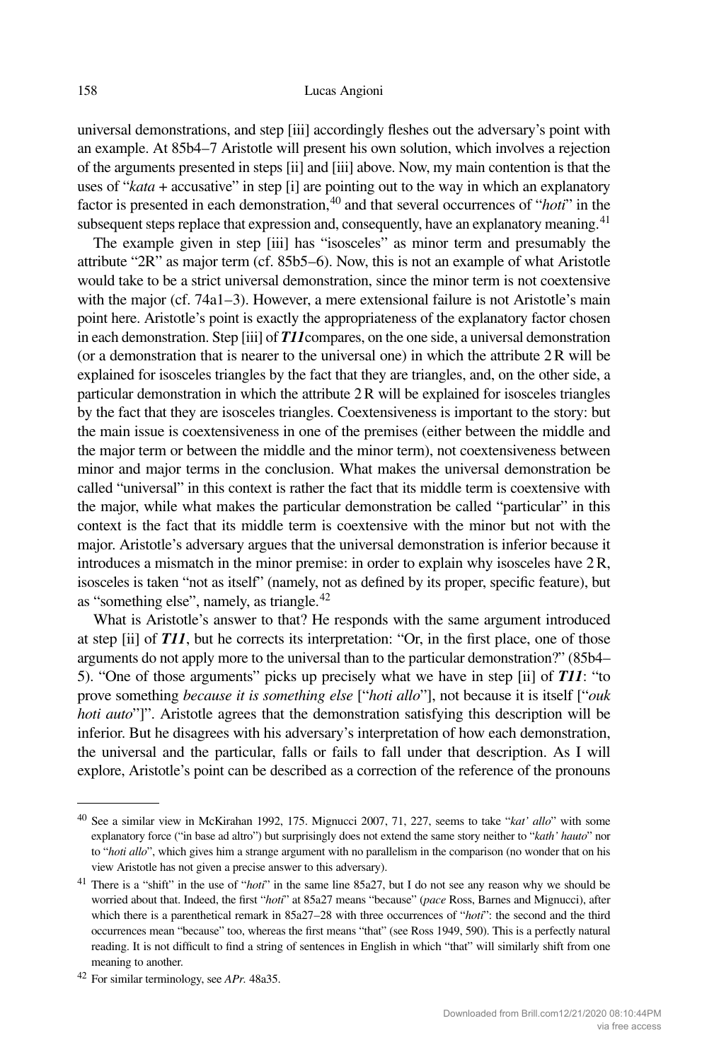universal demonstrations, and step [iii] accordingly fleshes out the adversary's point with an example. At 85b4–7 Aristotle will present his own solution, which involves a rejection of the arguments presented in steps [ii] and [iii] above. Now, my main contention is that the uses of "*kata* + accusative" in step [i] are pointing out to the way in which an explanatory factor is presented in each demonstration,[40] and that several occurrences of "*hoti*" in the subsequent steps replace that expression and, consequently, have an explanatory meaning.[41]

The example given in step [iii] has "isosceles" as minor term and presumably the attribute "2R" as major term (cf. 85b5–6). Now, this is not an example of what Aristotle would take to be a strict universal demonstration, since the minor term is not coextensive with the major (cf. 74a1–3). However, a mere extensional failure is not Aristotle's main point here. Aristotle's point is exactly the appropriateness of the explanatory factor chosen in each demonstration. Step [iii] of ***T11*** compares, on the one side, a universal demonstration (or a demonstration that is nearer to the universal one) in which the attribute 2 R will be explained for isosceles triangles by the fact that they are triangles, and, on the other side, a particular demonstration in which the attribute 2 R will be explained for isosceles triangles by the fact that they are isosceles triangles. Coextensiveness is important to the story: but the main issue is coextensiveness in one of the premises (either between the middle and the major term or between the middle and the minor term), not coextensiveness between minor and major terms in the conclusion. What makes the universal demonstration be called "universal" in this context is rather the fact that its middle term is coextensive with the major, while what makes the particular demonstration be called "particular" in this context is the fact that its middle term is coextensive with the minor but not with the major. Aristotle's adversary argues that the universal demonstration is inferior because it introduces a mismatch in the minor premise: in order to explain why isosceles have 2 R, isosceles is taken "not as itself" (namely, not as defined by its proper, specific feature), but as "something else", namely, as triangle.[42]

What is Aristotle's answer to that? He responds with the same argument introduced at step [ii] of ***T11***, but he corrects its interpretation: "Or, in the first place, one of those arguments do not apply more to the universal than to the particular demonstration?" (85b4–5). "One of those arguments" picks up precisely what we have in step [ii] of ***T11***: "to prove something *because it is something else* ["*hoti allo*"], not because it is itself ["*ouk hoti auto*"]". Aristotle agrees that the demonstration satisfying this description will be inferior. But he disagrees with his adversary's interpretation of how each demonstration, the universal and the particular, falls or fails to fall under that description. As I will explore, Aristotle's point can be described as a correction of the reference of the pronouns

---

[40] See a similar view in McKirahan 1992, 175. Mignucci 2007, 71, 227, seems to take "*kat' allo*" with some explanatory force ("in base ad altro") but surprisingly does not extend the same story neither to "*kath' hauto*" nor to "*hoti allo*", which gives him a strange argument with no parallelism in the comparison (no wonder that on his view Aristotle has not given a precise answer to this adversary).

[41] There is a "shift" in the use of "*hoti*" in the same line 85a27, but I do not see any reason why we should be worried about that. Indeed, the first "*hoti*" at 85a27 means "because" (*pace* Ross, Barnes and Mignucci), after which there is a parenthetical remark in 85a27–28 with three occurrences of "*hoti*": the second and the third occurrences mean "because" too, whereas the first means "that" (see Ross 1949, 590). This is a perfectly natural reading. It is not difficult to find a string of sentences in English in which "that" will similarly shift from one meaning to another.

[42] For similar terminology, see *APr.* 48a35.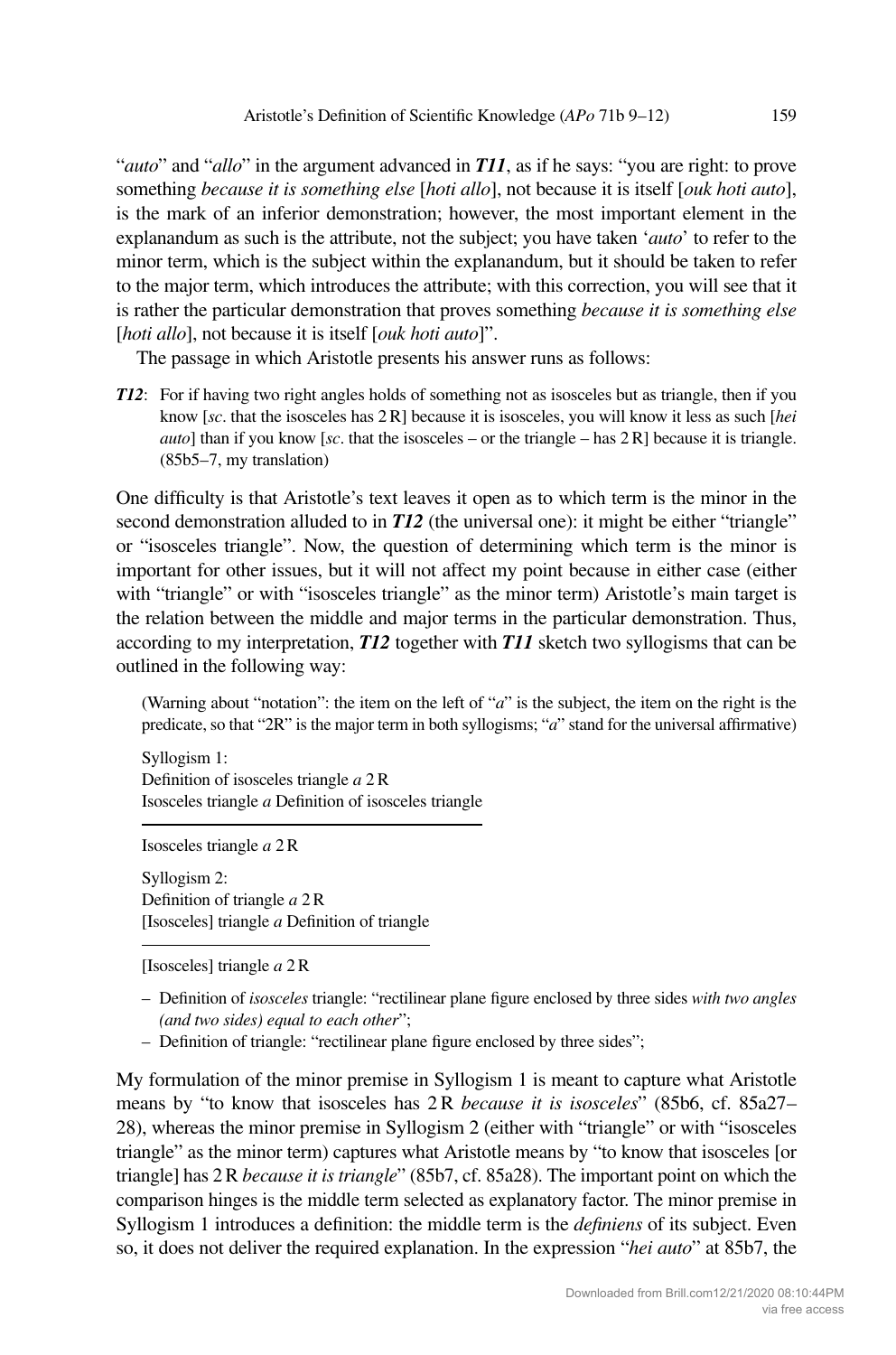"*auto*" and "*allo*" in the argument advanced in ***T11***, as if he says: "you are right: to prove something *because it is something else* [*hoti allo*], not because it is itself [*ouk hoti auto*], is the mark of an inferior demonstration; however, the most important element in the explanandum as such is the attribute, not the subject; you have taken '*auto*' to refer to the minor term, which is the subject within the explanandum, but it should be taken to refer to the major term, which introduces the attribute; with this correction, you will see that it is rather the particular demonstration that proves something *because it is something else* [*hoti allo*], not because it is itself [*ouk hoti auto*]".

The passage in which Aristotle presents his answer runs as follows:

***T12***: For if having two right angles holds of something not as isosceles but as triangle, then if you know [*sc*. that the isosceles has 2 R] because it is isosceles, you will know it less as such [*hei auto*] than if you know [*sc*. that the isosceles – or the triangle – has 2 R] because it is triangle. (85b5–7, my translation)

One difficulty is that Aristotle's text leaves it open as to which term is the minor in the second demonstration alluded to in ***T12*** (the universal one): it might be either "triangle" or "isosceles triangle". Now, the question of determining which term is the minor is important for other issues, but it will not affect my point because in either case (either with "triangle" or with "isosceles triangle" as the minor term) Aristotle's main target is the relation between the middle and major terms in the particular demonstration. Thus, according to my interpretation, ***T12*** together with ***T11*** sketch two syllogisms that can be outlined in the following way:

(Warning about "notation": the item on the left of "*a*" is the subject, the item on the right is the predicate, so that "2R" is the major term in both syllogisms; "*a*" stand for the universal affirmative)

Syllogism 1:
Definition of isosceles triangle *a* 2 R
Isosceles triangle *a* Definition of isosceles triangle

---

Isosceles triangle *a* 2 R

Syllogism 2:
Definition of triangle *a* 2 R
[Isosceles] triangle *a* Definition of triangle

---

[Isosceles] triangle *a* 2 R

– Definition of *isosceles* triangle: "rectilinear plane figure enclosed by three sides *with two angles (and two sides) equal to each other*";
– Definition of triangle: "rectilinear plane figure enclosed by three sides";

My formulation of the minor premise in Syllogism 1 is meant to capture what Aristotle means by "to know that isosceles has 2 R *because it is isosceles*" (85b6, cf. 85a27–28), whereas the minor premise in Syllogism 2 (either with "triangle" or with "isosceles triangle" as the minor term) captures what Aristotle means by "to know that isosceles [or triangle] has 2 R *because it is triangle*" (85b7, cf. 85a28). The important point on which the comparison hinges is the middle term selected as explanatory factor. The minor premise in Syllogism 1 introduces a definition: the middle term is the *definiens* of its subject. Even so, it does not deliver the required explanation. In the expression "*hei auto*" at 85b7, the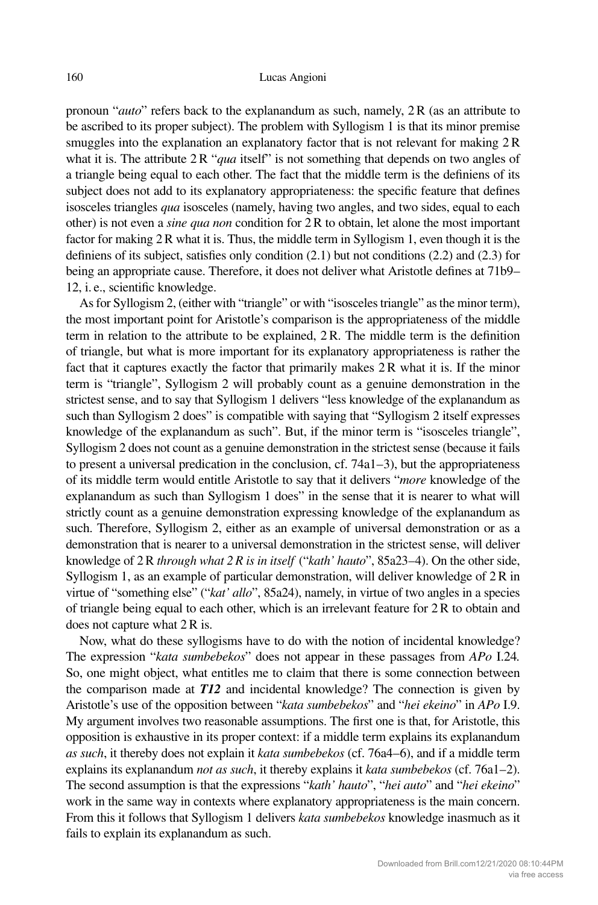pronoun "*auto*" refers back to the explanandum as such, namely, 2 R (as an attribute to be ascribed to its proper subject). The problem with Syllogism 1 is that its minor premise smuggles into the explanation an explanatory factor that is not relevant for making 2 R what it is. The attribute 2 R "*qua* itself" is not something that depends on two angles of a triangle being equal to each other. The fact that the middle term is the definiens of its subject does not add to its explanatory appropriateness: the specific feature that defines isosceles triangles *qua* isosceles (namely, having two angles, and two sides, equal to each other) is not even a *sine qua non* condition for 2 R to obtain, let alone the most important factor for making 2 R what it is. Thus, the middle term in Syllogism 1, even though it is the definiens of its subject, satisfies only condition (2.1) but not conditions (2.2) and (2.3) for being an appropriate cause. Therefore, it does not deliver what Aristotle defines at 71b9–12, i. e., scientific knowledge.

As for Syllogism 2, (either with "triangle" or with "isosceles triangle" as the minor term), the most important point for Aristotle's comparison is the appropriateness of the middle term in relation to the attribute to be explained, 2 R. The middle term is the definition of triangle, but what is more important for its explanatory appropriateness is rather the fact that it captures exactly the factor that primarily makes 2 R what it is. If the minor term is "triangle", Syllogism 2 will probably count as a genuine demonstration in the strictest sense, and to say that Syllogism 1 delivers "less knowledge of the explanandum as such than Syllogism 2 does" is compatible with saying that "Syllogism 2 itself expresses knowledge of the explanandum as such". But, if the minor term is "isosceles triangle", Syllogism 2 does not count as a genuine demonstration in the strictest sense (because it fails to present a universal predication in the conclusion, cf. 74a1–3), but the appropriateness of its middle term would entitle Aristotle to say that it delivers "*more* knowledge of the explanandum as such than Syllogism 1 does" in the sense that it is nearer to what will strictly count as a genuine demonstration expressing knowledge of the explanandum as such. Therefore, Syllogism 2, either as an example of universal demonstration or as a demonstration that is nearer to a universal demonstration in the strictest sense, will deliver knowledge of 2 R *through what 2 R is in itself* ("*kath' hauto*", 85a23–4). On the other side, Syllogism 1, as an example of particular demonstration, will deliver knowledge of 2 R in virtue of "something else" ("*kat' allo*", 85a24), namely, in virtue of two angles in a species of triangle being equal to each other, which is an irrelevant feature for 2 R to obtain and does not capture what 2 R is.

Now, what do these syllogisms have to do with the notion of incidental knowledge? The expression "*kata sumbebekos*" does not appear in these passages from *APo* I.24. So, one might object, what entitles me to claim that there is some connection between the comparison made at ***T12*** and incidental knowledge? The connection is given by Aristotle's use of the opposition between "*kata sumbebekos*" and "*hei ekeino*" in *APo* I.9. My argument involves two reasonable assumptions. The first one is that, for Aristotle, this opposition is exhaustive in its proper context: if a middle term explains its explanandum *as such*, it thereby does not explain it *kata sumbebekos* (cf. 76a4–6), and if a middle term explains its explanandum *not as such*, it thereby explains it *kata sumbebekos* (cf. 76a1–2). The second assumption is that the expressions "*kath' hauto*", "*hei auto*" and "*hei ekeino*" work in the same way in contexts where explanatory appropriateness is the main concern. From this it follows that Syllogism 1 delivers *kata sumbebekos* knowledge inasmuch as it fails to explain its explanandum as such.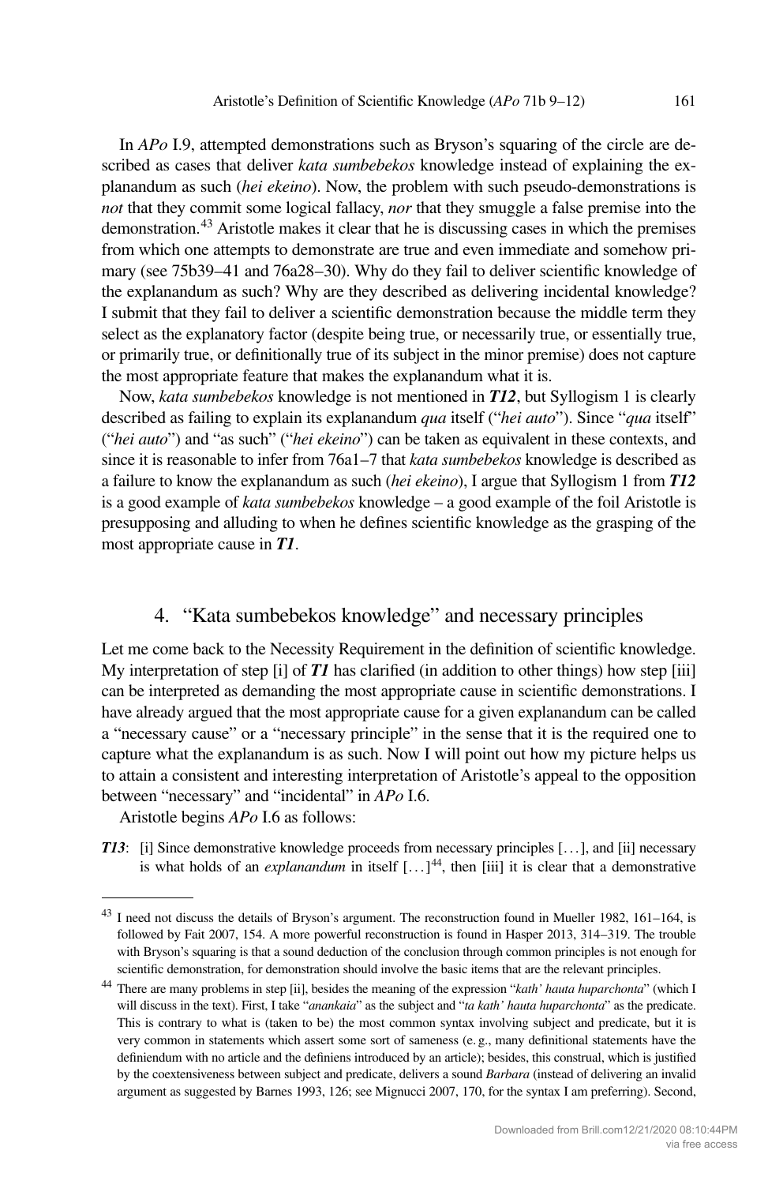In *APo* I.9, attempted demonstrations such as Bryson's squaring of the circle are described as cases that deliver *kata sumbebekos* knowledge instead of explaining the explanandum as such (*hei ekeino*). Now, the problem with such pseudo-demonstrations is *not* that they commit some logical fallacy, *nor* that they smuggle a false premise into the demonstration.[43] Aristotle makes it clear that he is discussing cases in which the premises from which one attempts to demonstrate are true and even immediate and somehow primary (see 75b39–41 and 76a28–30). Why do they fail to deliver scientific knowledge of the explanandum as such? Why are they described as delivering incidental knowledge? I submit that they fail to deliver a scientific demonstration because the middle term they select as the explanatory factor (despite being true, or necessarily true, or essentially true, or primarily true, or definitionally true of its subject in the minor premise) does not capture the most appropriate feature that makes the explanandum what it is.

Now, *kata sumbebekos* knowledge is not mentioned in ***T12***, but Syllogism 1 is clearly described as failing to explain its explanandum *qua* itself ("*hei auto*"). Since "*qua* itself" ("*hei auto*") and "as such" ("*hei ekeino*") can be taken as equivalent in these contexts, and since it is reasonable to infer from 76a1–7 that *kata sumbebekos* knowledge is described as a failure to know the explanandum as such (*hei ekeino*), I argue that Syllogism 1 from ***T12*** is a good example of *kata sumbebekos* knowledge – a good example of the foil Aristotle is presupposing and alluding to when he defines scientific knowledge as the grasping of the most appropriate cause in ***T1***.

## 4. "Kata sumbebekos knowledge" and necessary principles

Let me come back to the Necessity Requirement in the definition of scientific knowledge. My interpretation of step [i] of ***T1*** has clarified (in addition to other things) how step [iii] can be interpreted as demanding the most appropriate cause in scientific demonstrations. I have already argued that the most appropriate cause for a given explanandum can be called a "necessary cause" or a "necessary principle" in the sense that it is the required one to capture what the explanandum is as such. Now I will point out how my picture helps us to attain a consistent and interesting interpretation of Aristotle's appeal to the opposition between "necessary" and "incidental" in *APo* I.6.

Aristotle begins *APo* I.6 as follows:

***T13***: [i] Since demonstrative knowledge proceeds from necessary principles [...], and [ii] necessary is what holds of an *explanandum* in itself [...][44], then [iii] it is clear that a demonstrative

---

[43] I need not discuss the details of Bryson's argument. The reconstruction found in Mueller 1982, 161–164, is followed by Fait 2007, 154. A more powerful reconstruction is found in Hasper 2013, 314–319. The trouble with Bryson's squaring is that a sound deduction of the conclusion through common principles is not enough for scientific demonstration, for demonstration should involve the basic items that are the relevant principles.

[44] There are many problems in step [ii], besides the meaning of the expression "*kath' hauta huparchonta*" (which I will discuss in the text). First, I take "*anankaia*" as the subject and "*ta kath' hauta huparchonta*" as the predicate. This is contrary to what is (taken to be) the most common syntax involving subject and predicate, but it is very common in statements which assert some sort of sameness (e. g., many definitional statements have the definiendum with no article and the definiens introduced by an article); besides, this construal, which is justified by the coextensiveness between subject and predicate, delivers a sound *Barbara* (instead of delivering an invalid argument as suggested by Barnes 1993, 126; see Mignucci 2007, 170, for the syntax I am preferring). Second,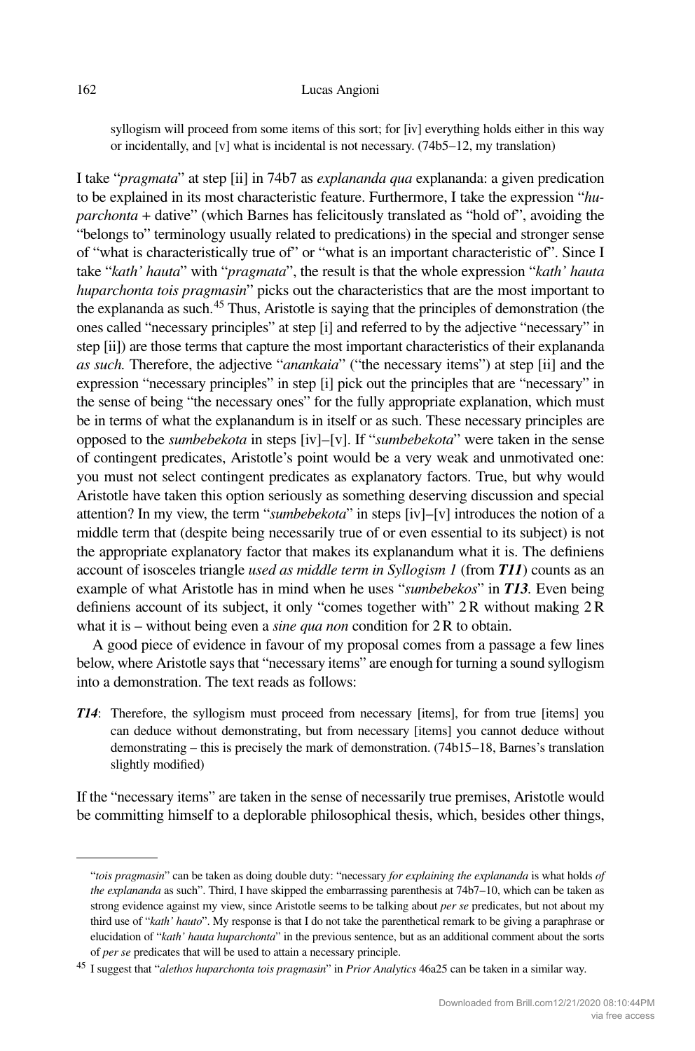syllogism will proceed from some items of this sort; for [iv] everything holds either in this way or incidentally, and [v] what is incidental is not necessary. (74b5–12, my translation)

I take "*pragmata*" at step [ii] in 74b7 as *explananda qua* explananda: a given predication to be explained in its most characteristic feature. Furthermore, I take the expression "*huparchonta* + dative" (which Barnes has felicitously translated as "hold of", avoiding the "belongs to" terminology usually related to predications) in the special and stronger sense of "what is characteristically true of" or "what is an important characteristic of". Since I take "*kath' hauta*" with "*pragmata*", the result is that the whole expression "*kath' hauta huparchonta tois pragmasin*" picks out the characteristics that are the most important to the explananda as such.[45] Thus, Aristotle is saying that the principles of demonstration (the ones called "necessary principles" at step [i] and referred to by the adjective "necessary" in step [ii]) are those terms that capture the most important characteristics of their explananda *as such.* Therefore, the adjective "*anankaia*" ("the necessary items") at step [ii] and the expression "necessary principles" in step [i] pick out the principles that are "necessary" in the sense of being "the necessary ones" for the fully appropriate explanation, which must be in terms of what the explanandum is in itself or as such. These necessary principles are opposed to the *sumbebekota* in steps [iv]–[v]. If "*sumbebekota*" were taken in the sense of contingent predicates, Aristotle's point would be a very weak and unmotivated one: you must not select contingent predicates as explanatory factors. True, but why would Aristotle have taken this option seriously as something deserving discussion and special attention? In my view, the term "*sumbebekota*" in steps [iv]–[v] introduces the notion of a middle term that (despite being necessarily true of or even essential to its subject) is not the appropriate explanatory factor that makes its explanandum what it is. The definiens account of isosceles triangle *used as middle term in Syllogism 1* (from ***T11***) counts as an example of what Aristotle has in mind when he uses "*sumbebekos*" in ***T13***. Even being definiens account of its subject, it only "comes together with" 2 R without making 2 R what it is – without being even a *sine qua non* condition for 2 R to obtain.

A good piece of evidence in favour of my proposal comes from a passage a few lines below, where Aristotle says that "necessary items" are enough for turning a sound syllogism into a demonstration. The text reads as follows:

***T14***: Therefore, the syllogism must proceed from necessary [items], for from true [items] you can deduce without demonstrating, but from necessary [items] you cannot deduce without demonstrating – this is precisely the mark of demonstration. (74b15–18, Barnes's translation slightly modified)

If the "necessary items" are taken in the sense of necessarily true premises, Aristotle would be committing himself to a deplorable philosophical thesis, which, besides other things,

---

"*tois pragmasin*" can be taken as doing double duty: "necessary *for explaining the explananda* is what holds *of the explananda* as such". Third, I have skipped the embarrassing parenthesis at 74b7–10, which can be taken as strong evidence against my view, since Aristotle seems to be talking about *per se* predicates, but not about my third use of "*kath' hauto*". My response is that I do not take the parenthetical remark to be giving a paraphrase or elucidation of "*kath' hauta huparchonta*" in the previous sentence, but as an additional comment about the sorts of *per se* predicates that will be used to attain a necessary principle.

[45] I suggest that "*alethos huparchonta tois pragmasin*" in *Prior Analytics* 46a25 can be taken in a similar way.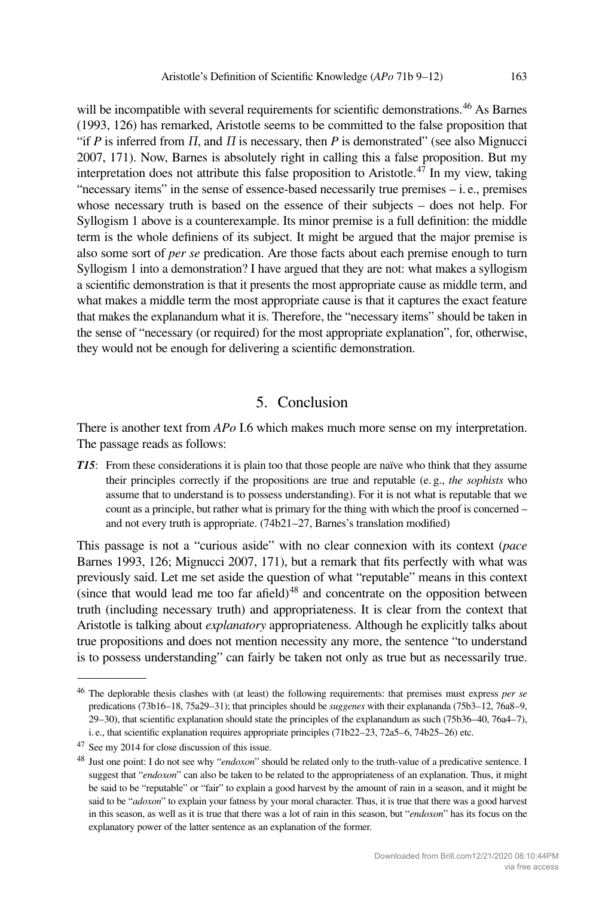will be incompatible with several requirements for scientific demonstrations.[46] As Barnes (1993, 126) has remarked, Aristotle seems to be committed to the false proposition that "if *P* is inferred from *Π*, and *Π* is necessary, then *P* is demonstrated" (see also Mignucci 2007, 171). Now, Barnes is absolutely right in calling this a false proposition. But my interpretation does not attribute this false proposition to Aristotle.[47] In my view, taking "necessary items" in the sense of essence-based necessarily true premises – i. e., premises whose necessary truth is based on the essence of their subjects – does not help. For Syllogism 1 above is a counterexample. Its minor premise is a full definition: the middle term is the whole definiens of its subject. It might be argued that the major premise is also some sort of *per se* predication. Are those facts about each premise enough to turn Syllogism 1 into a demonstration? I have argued that they are not: what makes a syllogism a scientific demonstration is that it presents the most appropriate cause as middle term, and what makes a middle term the most appropriate cause is that it captures the exact feature that makes the explanandum what it is. Therefore, the "necessary items" should be taken in the sense of "necessary (or required) for the most appropriate explanation", for, otherwise, they would not be enough for delivering a scientific demonstration.

## 5. Conclusion

There is another text from *APo* I.6 which makes much more sense on my interpretation. The passage reads as follows:

***T15***: From these considerations it is plain too that those people are naïve who think that they assume their principles correctly if the propositions are true and reputable (e. g., *the sophists* who assume that to understand is to possess understanding). For it is not what is reputable that we count as a principle, but rather what is primary for the thing with which the proof is concerned – and not every truth is appropriate. (74b21–27, Barnes's translation modified)

This passage is not a "curious aside" with no clear connexion with its context (*pace* Barnes 1993, 126; Mignucci 2007, 171), but a remark that fits perfectly with what was previously said. Let me set aside the question of what "reputable" means in this context (since that would lead me too far afield)[48] and concentrate on the opposition between truth (including necessary truth) and appropriateness. It is clear from the context that Aristotle is talking about *explanatory* appropriateness. Although he explicitly talks about true propositions and does not mention necessity any more, the sentence "to understand is to possess understanding" can fairly be taken not only as true but as necessarily true.

---

[46] The deplorable thesis clashes with (at least) the following requirements: that premises must express *per se* predications (73b16–18, 75a29–31); that principles should be *suggenes* with their explananda (75b3–12, 76a8–9, 29–30), that scientific explanation should state the principles of the explanandum as such (75b36–40, 76a4–7), i. e., that scientific explanation requires appropriate principles (71b22–23, 72a5–6, 74b25–26) etc.

[47] See my 2014 for close discussion of this issue.

[48] Just one point: I do not see why "*endoxon*" should be related only to the truth-value of a predicative sentence. I suggest that "*endoxon*" can also be taken to be related to the appropriateness of an explanation. Thus, it might be said to be "reputable" or "fair" to explain a good harvest by the amount of rain in a season, and it might be said to be "*adoxon*" to explain your fatness by your moral character. Thus, it is true that there was a good harvest in this season, as well as it is true that there was a lot of rain in this season, but "*endoxon*" has its focus on the explanatory power of the latter sentence as an explanation of the former.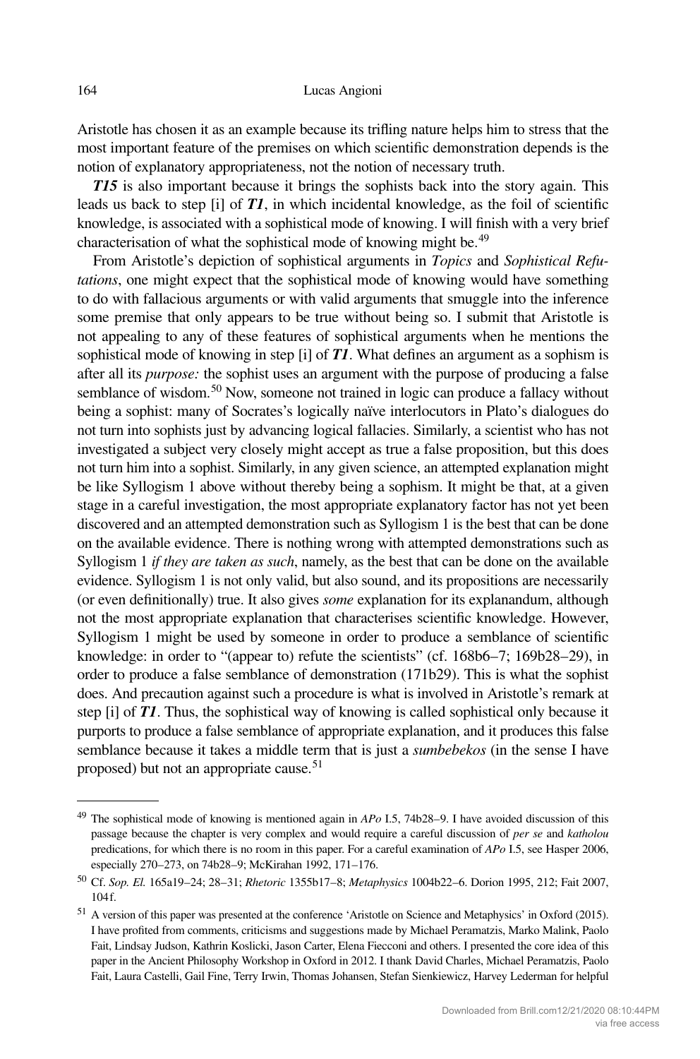Aristotle has chosen it as an example because its trifling nature helps him to stress that the most important feature of the premises on which scientific demonstration depends is the notion of explanatory appropriateness, not the notion of necessary truth.

***T15*** is also important because it brings the sophists back into the story again. This leads us back to step [i] of ***T1***, in which incidental knowledge, as the foil of scientific knowledge, is associated with a sophistical mode of knowing. I will finish with a very brief characterisation of what the sophistical mode of knowing might be.[49]

From Aristotle's depiction of sophistical arguments in *Topics* and *Sophistical Refutations*, one might expect that the sophistical mode of knowing would have something to do with fallacious arguments or with valid arguments that smuggle into the inference some premise that only appears to be true without being so. I submit that Aristotle is not appealing to any of these features of sophistical arguments when he mentions the sophistical mode of knowing in step [i] of ***T1***. What defines an argument as a sophism is after all its *purpose:* the sophist uses an argument with the purpose of producing a false semblance of wisdom.[50] Now, someone not trained in logic can produce a fallacy without being a sophist: many of Socrates's logically naïve interlocutors in Plato's dialogues do not turn into sophists just by advancing logical fallacies. Similarly, a scientist who has not investigated a subject very closely might accept as true a false proposition, but this does not turn him into a sophist. Similarly, in any given science, an attempted explanation might be like Syllogism 1 above without thereby being a sophism. It might be that, at a given stage in a careful investigation, the most appropriate explanatory factor has not yet been discovered and an attempted demonstration such as Syllogism 1 is the best that can be done on the available evidence. There is nothing wrong with attempted demonstrations such as Syllogism 1 *if they are taken as such*, namely, as the best that can be done on the available evidence. Syllogism 1 is not only valid, but also sound, and its propositions are necessarily (or even definitionally) true. It also gives *some* explanation for its explanandum, although not the most appropriate explanation that characterises scientific knowledge. However, Syllogism 1 might be used by someone in order to produce a semblance of scientific knowledge: in order to "(appear to) refute the scientists" (cf. 168b6–7; 169b28–29), in order to produce a false semblance of demonstration (171b29). This is what the sophist does. And precaution against such a procedure is what is involved in Aristotle's remark at step [i] of ***T1***. Thus, the sophistical way of knowing is called sophistical only because it purports to produce a false semblance of appropriate explanation, and it produces this false semblance because it takes a middle term that is just a *sumbebekos* (in the sense I have proposed) but not an appropriate cause.[51]

---

[49] The sophistical mode of knowing is mentioned again in *APo* I.5, 74b28–9. I have avoided discussion of this passage because the chapter is very complex and would require a careful discussion of *per se* and *katholou* predications, for which there is no room in this paper. For a careful examination of *APo* I.5, see Hasper 2006, especially 270–273, on 74b28–9; McKirahan 1992, 171–176.

[50] Cf. *Sop. El.* 165a19–24; 28–31; *Rhetoric* 1355b17–8; *Metaphysics* 1004b22–6. Dorion 1995, 212; Fait 2007, 104f.

[51] A version of this paper was presented at the conference 'Aristotle on Science and Metaphysics' in Oxford (2015). I have profited from comments, criticisms and suggestions made by Michael Peramatzis, Marko Malink, Paolo Fait, Lindsay Judson, Kathrin Koslicki, Jason Carter, Elena Fiecconi and others. I presented the core idea of this paper in the Ancient Philosophy Workshop in Oxford in 2012. I thank David Charles, Michael Peramatzis, Paolo Fait, Laura Castelli, Gail Fine, Terry Irwin, Thomas Johansen, Stefan Sienkiewicz, Harvey Lederman for helpful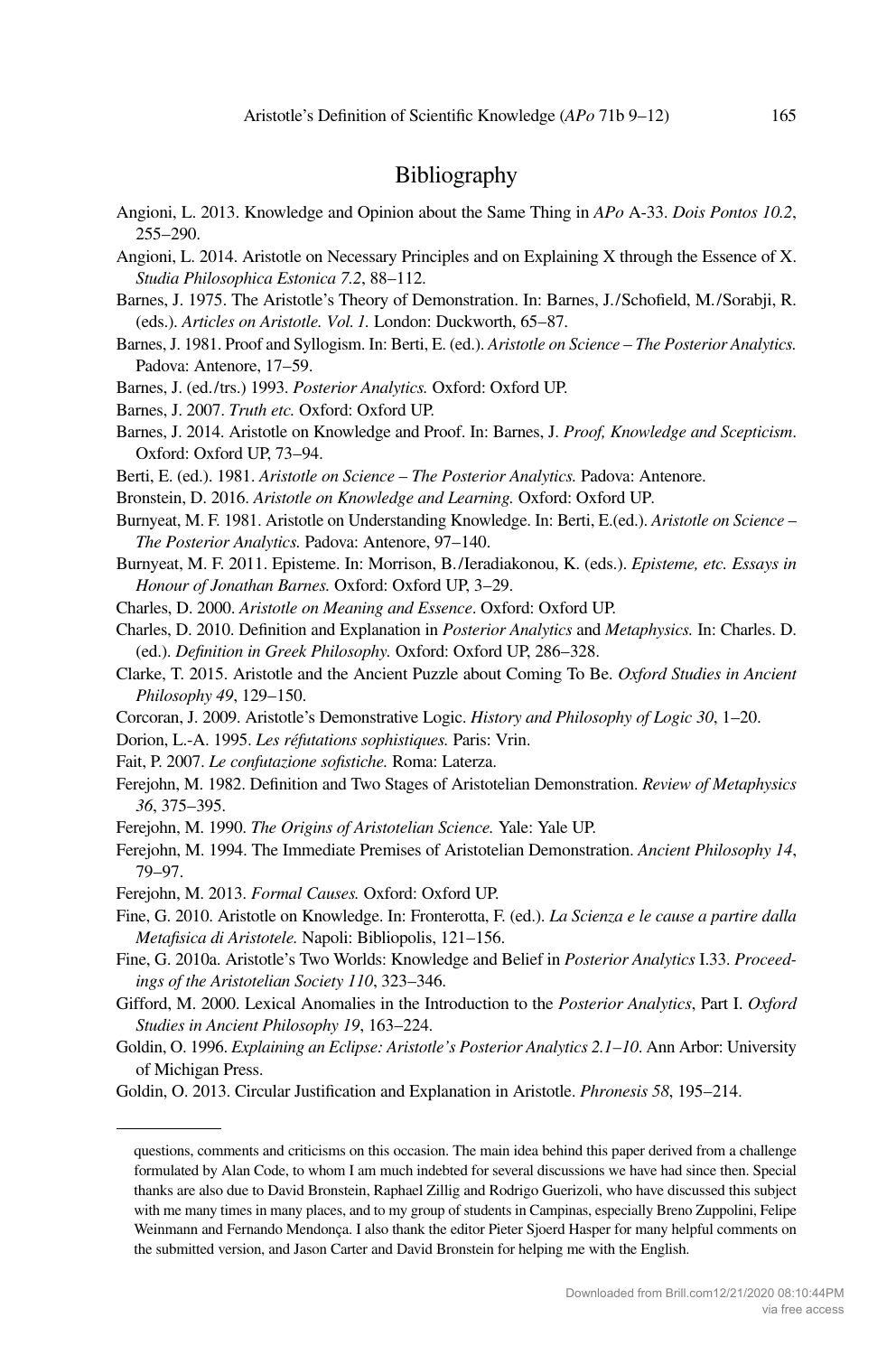## Bibliography

Angioni, L. 2013. Knowledge and Opinion about the Same Thing in *APo* A-33. *Dois Pontos 10.2*, 255–290.

Angioni, L. 2014. Aristotle on Necessary Principles and on Explaining X through the Essence of X. *Studia Philosophica Estonica 7.2*, 88–112.

Barnes, J. 1975. The Aristotle's Theory of Demonstration. In: Barnes, J./Schofield, M./Sorabji, R. (eds.). *Articles on Aristotle. Vol. 1.* London: Duckworth, 65–87.

Barnes, J. 1981. Proof and Syllogism. In: Berti, E. (ed.). *Aristotle on Science – The Posterior Analytics.* Padova: Antenore, 17–59.

Barnes, J. (ed./trs.) 1993. *Posterior Analytics.* Oxford: Oxford UP.

Barnes, J. 2007. *Truth etc.* Oxford: Oxford UP.

Barnes, J. 2014. Aristotle on Knowledge and Proof. In: Barnes, J. *Proof, Knowledge and Scepticism*. Oxford: Oxford UP, 73–94.

Berti, E. (ed.). 1981. *Aristotle on Science – The Posterior Analytics.* Padova: Antenore.

Bronstein, D. 2016. *Aristotle on Knowledge and Learning.* Oxford: Oxford UP.

Burnyeat, M. F. 1981. Aristotle on Understanding Knowledge. In: Berti, E.(ed.). *Aristotle on Science – The Posterior Analytics.* Padova: Antenore, 97–140.

Burnyeat, M. F. 2011. Episteme. In: Morrison, B./Ieradiakonou, K. (eds.). *Episteme, etc. Essays in Honour of Jonathan Barnes.* Oxford: Oxford UP, 3–29.

Charles, D. 2000. *Aristotle on Meaning and Essence*. Oxford: Oxford UP.

Charles, D. 2010. Definition and Explanation in *Posterior Analytics* and *Metaphysics.* In: Charles. D. (ed.). *Definition in Greek Philosophy.* Oxford: Oxford UP, 286–328.

Clarke, T. 2015. Aristotle and the Ancient Puzzle about Coming To Be. *Oxford Studies in Ancient Philosophy 49*, 129–150.

Corcoran, J. 2009. Aristotle's Demonstrative Logic. *History and Philosophy of Logic 30*, 1–20.

Dorion, L.-A. 1995. *Les réfutations sophistiques.* Paris: Vrin.

Fait, P. 2007. *Le confutazione sofistiche.* Roma: Laterza.

Ferejohn, M. 1982. Definition and Two Stages of Aristotelian Demonstration. *Review of Metaphysics 36*, 375–395.

Ferejohn, M. 1990. *The Origins of Aristotelian Science.* Yale: Yale UP.

Ferejohn, M. 1994. The Immediate Premises of Aristotelian Demonstration. *Ancient Philosophy 14*, 79–97.

Ferejohn, M. 2013. *Formal Causes.* Oxford: Oxford UP.

Fine, G. 2010. Aristotle on Knowledge. In: Fronterotta, F. (ed.). *La Scienza e le cause a partire dalla Metafisica di Aristotele.* Napoli: Bibliopolis, 121–156.

Fine, G. 2010a. Aristotle's Two Worlds: Knowledge and Belief in *Posterior Analytics* I.33. *Proceedings of the Aristotelian Society 110*, 323–346.

Gifford, M. 2000. Lexical Anomalies in the Introduction to the *Posterior Analytics*, Part I. *Oxford Studies in Ancient Philosophy 19*, 163–224.

Goldin, O. 1996. *Explaining an Eclipse: Aristotle's Posterior Analytics 2.1–10*. Ann Arbor: University of Michigan Press.

Goldin, O. 2013. Circular Justification and Explanation in Aristotle. *Phronesis 58*, 195–214.

---

questions, comments and criticisms on this occasion. The main idea behind this paper derived from a challenge formulated by Alan Code, to whom I am much indebted for several discussions we have had since then. Special thanks are also due to David Bronstein, Raphael Zillig and Rodrigo Guerizoli, who have discussed this subject with me many times in many places, and to my group of students in Campinas, especially Breno Zuppolini, Felipe Weinmann and Fernando Mendonça. I also thank the editor Pieter Sjoerd Hasper for many helpful comments on the submitted version, and Jason Carter and David Bronstein for helping me with the English.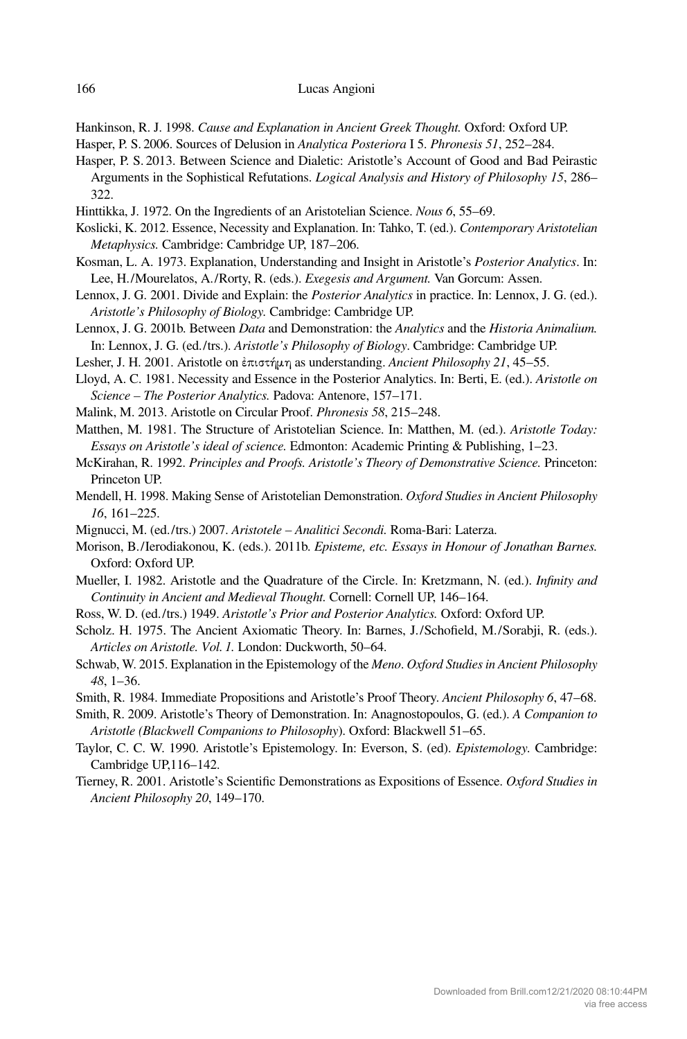Hankinson, R. J. 1998. *Cause and Explanation in Ancient Greek Thought.* Oxford: Oxford UP.

Hasper, P. S. 2006. Sources of Delusion in *Analytica Posteriora* I 5. *Phronesis 51*, 252–284.

Hasper, P. S. 2013. Between Science and Dialetic: Aristotle's Account of Good and Bad Peirastic Arguments in the Sophistical Refutations. *Logical Analysis and History of Philosophy 15*, 286–322.

Hinttikka, J. 1972. On the Ingredients of an Aristotelian Science. *Nous 6*, 55–69.

Koslicki, K. 2012. Essence, Necessity and Explanation. In: Tahko, T. (ed.). *Contemporary Aristotelian Metaphysics.* Cambridge: Cambridge UP, 187–206.

Kosman, L. A. 1973. Explanation, Understanding and Insight in Aristotle's *Posterior Analytics*. In: Lee, H./Mourelatos, A./Rorty, R. (eds.). *Exegesis and Argument.* Van Gorcum: Assen.

Lennox, J. G. 2001. Divide and Explain: the *Posterior Analytics* in practice. In: Lennox, J. G. (ed.). *Aristotle's Philosophy of Biology.* Cambridge: Cambridge UP.

Lennox, J. G. 2001b. Between *Data* and Demonstration: the *Analytics* and the *Historia Animalium.* In: Lennox, J. G. (ed./trs.). *Aristotle's Philosophy of Biology*. Cambridge: Cambridge UP.

Lesher, J. H. 2001. Aristotle on ἐπιστήμη as understanding. *Ancient Philosophy 21*, 45–55.

Lloyd, A. C. 1981. Necessity and Essence in the Posterior Analytics. In: Berti, E. (ed.). *Aristotle on Science – The Posterior Analytics.* Padova: Antenore, 157–171.

Malink, M. 2013. Aristotle on Circular Proof. *Phronesis 58*, 215–248.

Matthen, M. 1981. The Structure of Aristotelian Science. In: Matthen, M. (ed.). *Aristotle Today: Essays on Aristotle's ideal of science.* Edmonton: Academic Printing & Publishing, 1–23.

McKirahan, R. 1992. *Principles and Proofs. Aristotle's Theory of Demonstrative Science.* Princeton: Princeton UP.

Mendell, H. 1998. Making Sense of Aristotelian Demonstration. *Oxford Studies in Ancient Philosophy 16*, 161–225.

Mignucci, M. (ed./trs.) 2007. *Aristotele – Analitici Secondi.* Roma-Bari: Laterza.

Morison, B./Ierodiakonou, K. (eds.). 2011b. *Episteme, etc. Essays in Honour of Jonathan Barnes.* Oxford: Oxford UP.

Mueller, I. 1982. Aristotle and the Quadrature of the Circle. In: Kretzmann, N. (ed.). *Infinity and Continuity in Ancient and Medieval Thought.* Cornell: Cornell UP, 146–164.

Ross, W. D. (ed./trs.) 1949. *Aristotle's Prior and Posterior Analytics.* Oxford: Oxford UP.

Scholz. H. 1975. The Ancient Axiomatic Theory. In: Barnes, J./Schofield, M./Sorabji, R. (eds.). *Articles on Aristotle. Vol. 1.* London: Duckworth, 50–64.

Schwab, W. 2015. Explanation in the Epistemology of the *Meno*. *Oxford Studies in Ancient Philosophy 48*, 1–36.

Smith, R. 1984. Immediate Propositions and Aristotle's Proof Theory. *Ancient Philosophy 6*, 47–68.

Smith, R. 2009. Aristotle's Theory of Demonstration. In: Anagnostopoulos, G. (ed.). *A Companion to Aristotle (Blackwell Companions to Philosophy*). Oxford: Blackwell 51–65.

Taylor, C. C. W. 1990. Aristotle's Epistemology. In: Everson, S. (ed). *Epistemology.* Cambridge: Cambridge UP,116–142.

Tierney, R. 2001. Aristotle's Scientific Demonstrations as Expositions of Essence. *Oxford Studies in Ancient Philosophy 20*, 149–170.